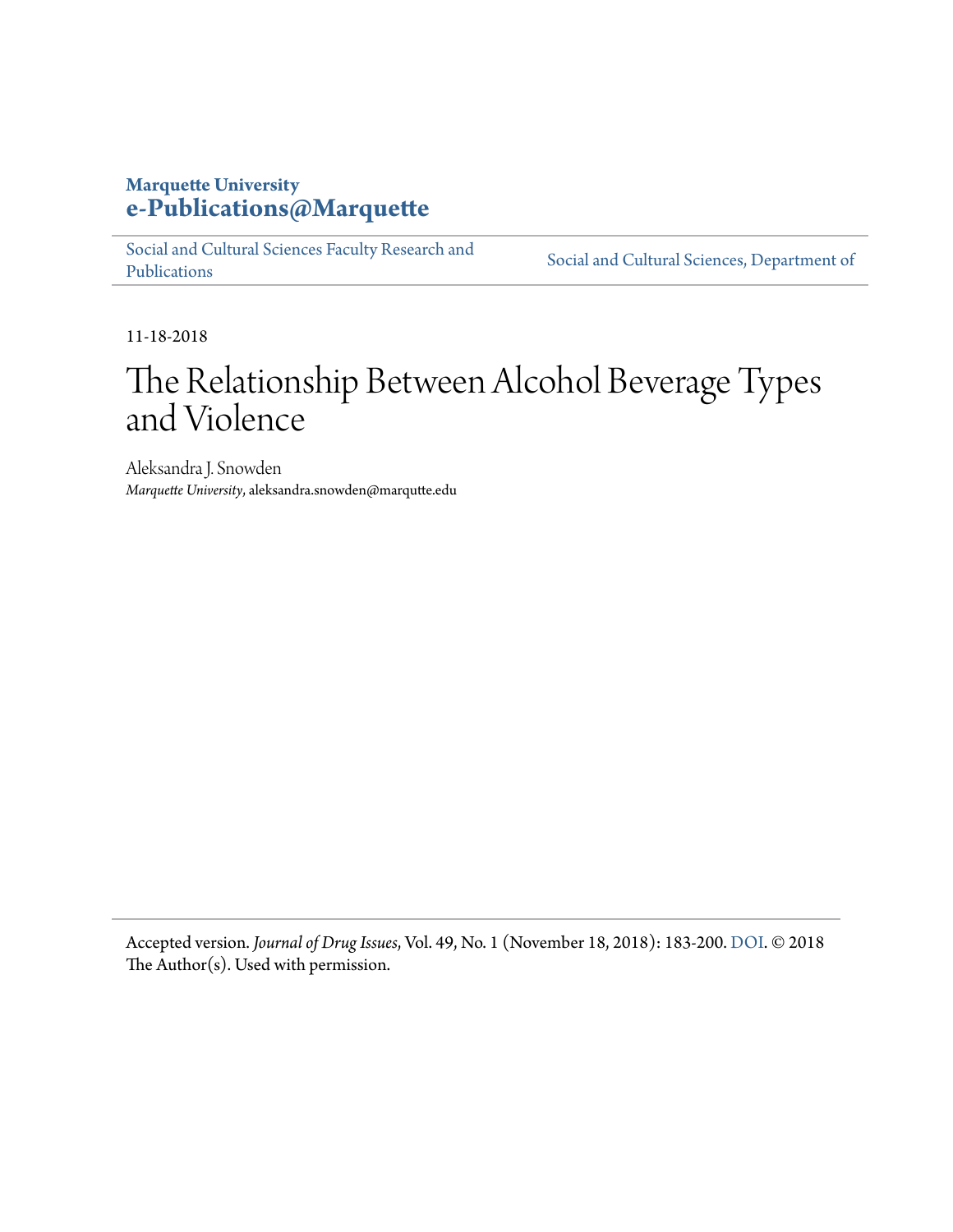**Marquette University**
**e-Publications@Marquette**

Social and Cultural Sciences Faculty Research and Publications | Social and Cultural Sciences, Department of

11-18-2018

# The Relationship Between Alcohol Beverage Types and Violence

Aleksandra J. Snowden
*Marquette University*, aleksandra.snowden@marqutte.edu

---

Accepted version. *Journal of Drug Issues*, Vol. 49, No. 1 (November 18, 2018): 183-200. DOI. © 2018 The Author(s). Used with permission.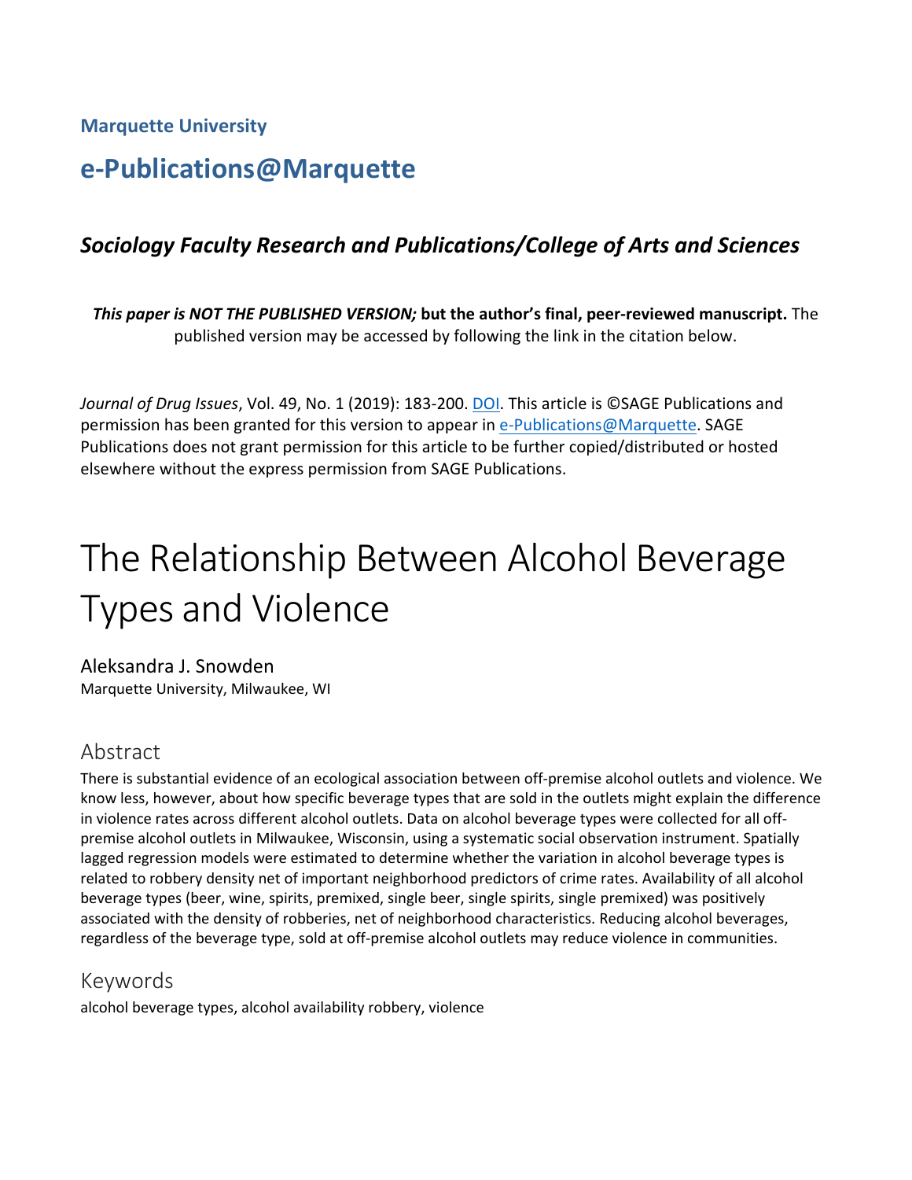**Marquette University**

# e-Publications@Marquette

## *Sociology Faculty Research and Publications/College of Arts and Sciences*

***This paper is NOT THE PUBLISHED VERSION;*** **but the author's final, peer-reviewed manuscript.** The published version may be accessed by following the link in the citation below.

*Journal of Drug Issues*, Vol. 49, No. 1 (2019): 183-200. DOI. This article is ©SAGE Publications and permission has been granted for this version to appear in e-Publications@Marquette. SAGE Publications does not grant permission for this article to be further copied/distributed or hosted elsewhere without the express permission from SAGE Publications.

# The Relationship Between Alcohol Beverage Types and Violence

Aleksandra J. Snowden
Marquette University, Milwaukee, WI

## Abstract

There is substantial evidence of an ecological association between off-premise alcohol outlets and violence. We know less, however, about how specific beverage types that are sold in the outlets might explain the difference in violence rates across different alcohol outlets. Data on alcohol beverage types were collected for all off-premise alcohol outlets in Milwaukee, Wisconsin, using a systematic social observation instrument. Spatially lagged regression models were estimated to determine whether the variation in alcohol beverage types is related to robbery density net of important neighborhood predictors of crime rates. Availability of all alcohol beverage types (beer, wine, spirits, premixed, single beer, single spirits, single premixed) was positively associated with the density of robberies, net of neighborhood characteristics. Reducing alcohol beverages, regardless of the beverage type, sold at off-premise alcohol outlets may reduce violence in communities.

## Keywords

alcohol beverage types, alcohol availability robbery, violence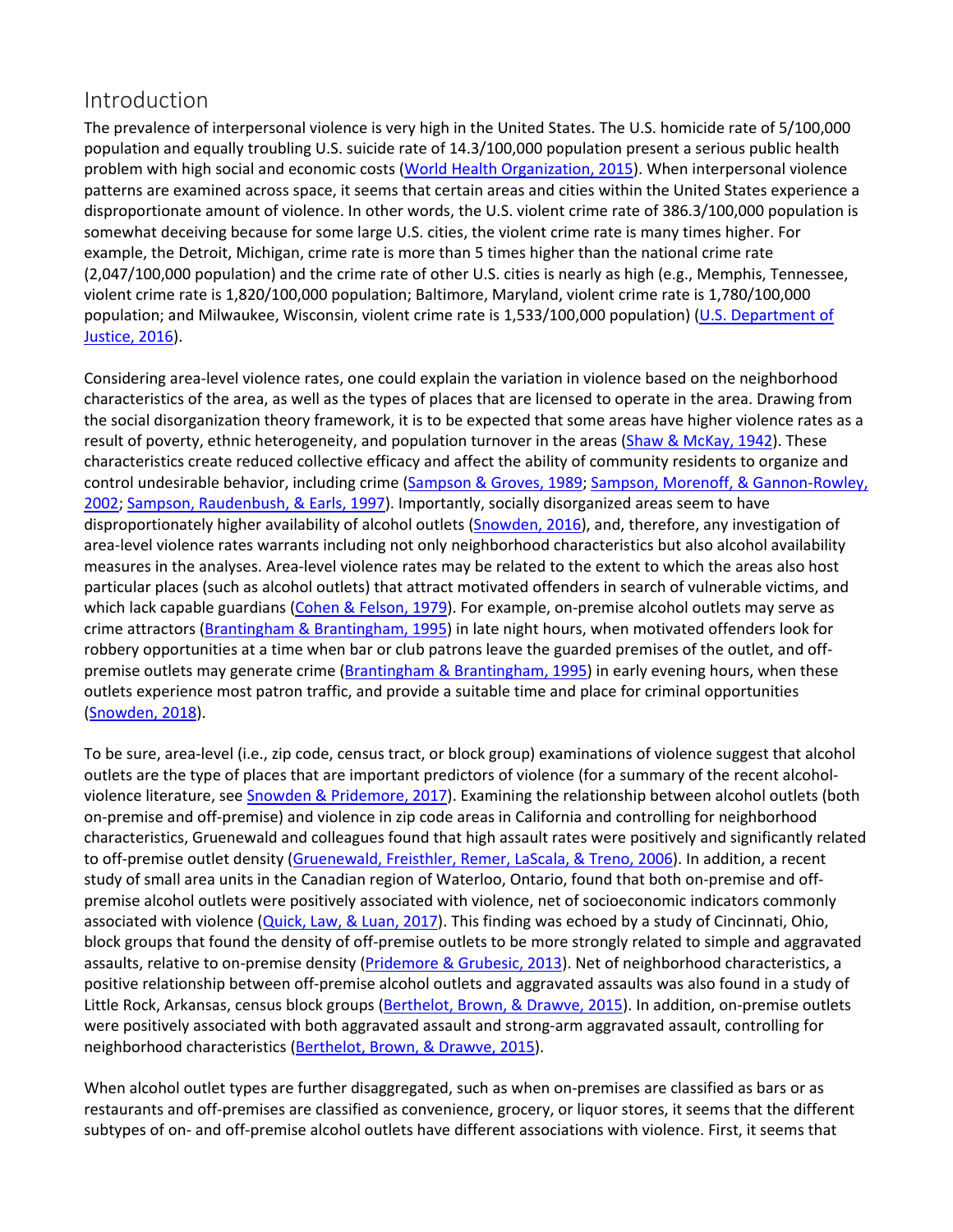## Introduction

The prevalence of interpersonal violence is very high in the United States. The U.S. homicide rate of 5/100,000 population and equally troubling U.S. suicide rate of 14.3/100,000 population present a serious public health problem with high social and economic costs (World Health Organization, 2015). When interpersonal violence patterns are examined across space, it seems that certain areas and cities within the United States experience a disproportionate amount of violence. In other words, the U.S. violent crime rate of 386.3/100,000 population is somewhat deceiving because for some large U.S. cities, the violent crime rate is many times higher. For example, the Detroit, Michigan, crime rate is more than 5 times higher than the national crime rate (2,047/100,000 population) and the crime rate of other U.S. cities is nearly as high (e.g., Memphis, Tennessee, violent crime rate is 1,820/100,000 population; Baltimore, Maryland, violent crime rate is 1,780/100,000 population; and Milwaukee, Wisconsin, violent crime rate is 1,533/100,000 population) (U.S. Department of Justice, 2016).

Considering area-level violence rates, one could explain the variation in violence based on the neighborhood characteristics of the area, as well as the types of places that are licensed to operate in the area. Drawing from the social disorganization theory framework, it is to be expected that some areas have higher violence rates as a result of poverty, ethnic heterogeneity, and population turnover in the areas (Shaw & McKay, 1942). These characteristics create reduced collective efficacy and affect the ability of community residents to organize and control undesirable behavior, including crime (Sampson & Groves, 1989; Sampson, Morenoff, & Gannon-Rowley, 2002; Sampson, Raudenbush, & Earls, 1997). Importantly, socially disorganized areas seem to have disproportionately higher availability of alcohol outlets (Snowden, 2016), and, therefore, any investigation of area-level violence rates warrants including not only neighborhood characteristics but also alcohol availability measures in the analyses. Area-level violence rates may be related to the extent to which the areas also host particular places (such as alcohol outlets) that attract motivated offenders in search of vulnerable victims, and which lack capable guardians (Cohen & Felson, 1979). For example, on-premise alcohol outlets may serve as crime attractors (Brantingham & Brantingham, 1995) in late night hours, when motivated offenders look for robbery opportunities at a time when bar or club patrons leave the guarded premises of the outlet, and off-premise outlets may generate crime (Brantingham & Brantingham, 1995) in early evening hours, when these outlets experience most patron traffic, and provide a suitable time and place for criminal opportunities (Snowden, 2018).

To be sure, area-level (i.e., zip code, census tract, or block group) examinations of violence suggest that alcohol outlets are the type of places that are important predictors of violence (for a summary of the recent alcohol-violence literature, see Snowden & Pridemore, 2017). Examining the relationship between alcohol outlets (both on-premise and off-premise) and violence in zip code areas in California and controlling for neighborhood characteristics, Gruenewald and colleagues found that high assault rates were positively and significantly related to off-premise outlet density (Gruenewald, Freisthler, Remer, LaScala, & Treno, 2006). In addition, a recent study of small area units in the Canadian region of Waterloo, Ontario, found that both on-premise and off-premise alcohol outlets were positively associated with violence, net of socioeconomic indicators commonly associated with violence (Quick, Law, & Luan, 2017). This finding was echoed by a study of Cincinnati, Ohio, block groups that found the density of off-premise outlets to be more strongly related to simple and aggravated assaults, relative to on-premise density (Pridemore & Grubesic, 2013). Net of neighborhood characteristics, a positive relationship between off-premise alcohol outlets and aggravated assaults was also found in a study of Little Rock, Arkansas, census block groups (Berthelot, Brown, & Drawve, 2015). In addition, on-premise outlets were positively associated with both aggravated assault and strong-arm aggravated assault, controlling for neighborhood characteristics (Berthelot, Brown, & Drawve, 2015).

When alcohol outlet types are further disaggregated, such as when on-premises are classified as bars or as restaurants and off-premises are classified as convenience, grocery, or liquor stores, it seems that the different subtypes of on- and off-premise alcohol outlets have different associations with violence. First, it seems that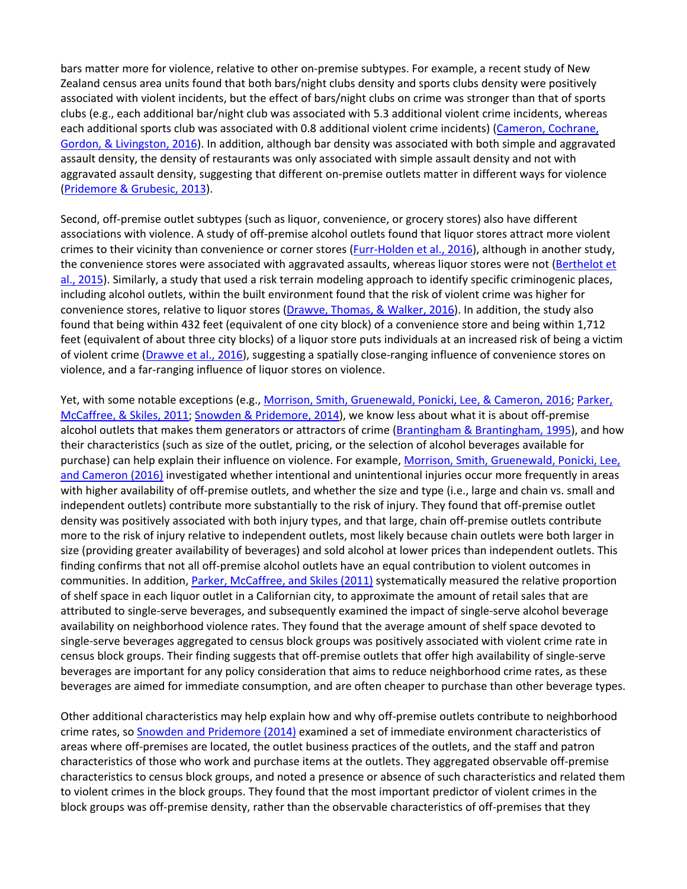bars matter more for violence, relative to other on-premise subtypes. For example, a recent study of New Zealand census area units found that both bars/night clubs density and sports clubs density were positively associated with violent incidents, but the effect of bars/night clubs on crime was stronger than that of sports clubs (e.g., each additional bar/night club was associated with 5.3 additional violent crime incidents, whereas each additional sports club was associated with 0.8 additional violent crime incidents) (Cameron, Cochrane, Gordon, & Livingston, 2016). In addition, although bar density was associated with both simple and aggravated assault density, the density of restaurants was only associated with simple assault density and not with aggravated assault density, suggesting that different on-premise outlets matter in different ways for violence (Pridemore & Grubesic, 2013).

Second, off-premise outlet subtypes (such as liquor, convenience, or grocery stores) also have different associations with violence. A study of off-premise alcohol outlets found that liquor stores attract more violent crimes to their vicinity than convenience or corner stores (Furr-Holden et al., 2016), although in another study, the convenience stores were associated with aggravated assaults, whereas liquor stores were not (Berthelot et al., 2015). Similarly, a study that used a risk terrain modeling approach to identify specific criminogenic places, including alcohol outlets, within the built environment found that the risk of violent crime was higher for convenience stores, relative to liquor stores (Drawve, Thomas, & Walker, 2016). In addition, the study also found that being within 432 feet (equivalent of one city block) of a convenience store and being within 1,712 feet (equivalent of about three city blocks) of a liquor store puts individuals at an increased risk of being a victim of violent crime (Drawve et al., 2016), suggesting a spatially close-ranging influence of convenience stores on violence, and a far-ranging influence of liquor stores on violence.

Yet, with some notable exceptions (e.g., Morrison, Smith, Gruenewald, Ponicki, Lee, & Cameron, 2016; Parker, McCaffree, & Skiles, 2011; Snowden & Pridemore, 2014), we know less about what it is about off-premise alcohol outlets that makes them generators or attractors of crime (Brantingham & Brantingham, 1995), and how their characteristics (such as size of the outlet, pricing, or the selection of alcohol beverages available for purchase) can help explain their influence on violence. For example, Morrison, Smith, Gruenewald, Ponicki, Lee, and Cameron (2016) investigated whether intentional and unintentional injuries occur more frequently in areas with higher availability of off-premise outlets, and whether the size and type (i.e., large and chain vs. small and independent outlets) contribute more substantially to the risk of injury. They found that off-premise outlet density was positively associated with both injury types, and that large, chain off-premise outlets contribute more to the risk of injury relative to independent outlets, most likely because chain outlets were both larger in size (providing greater availability of beverages) and sold alcohol at lower prices than independent outlets. This finding confirms that not all off-premise alcohol outlets have an equal contribution to violent outcomes in communities. In addition, Parker, McCaffree, and Skiles (2011) systematically measured the relative proportion of shelf space in each liquor outlet in a Californian city, to approximate the amount of retail sales that are attributed to single-serve beverages, and subsequently examined the impact of single-serve alcohol beverage availability on neighborhood violence rates. They found that the average amount of shelf space devoted to single-serve beverages aggregated to census block groups was positively associated with violent crime rate in census block groups. Their finding suggests that off-premise outlets that offer high availability of single-serve beverages are important for any policy consideration that aims to reduce neighborhood crime rates, as these beverages are aimed for immediate consumption, and are often cheaper to purchase than other beverage types.

Other additional characteristics may help explain how and why off-premise outlets contribute to neighborhood crime rates, so Snowden and Pridemore (2014) examined a set of immediate environment characteristics of areas where off-premises are located, the outlet business practices of the outlets, and the staff and patron characteristics of those who work and purchase items at the outlets. They aggregated observable off-premise characteristics to census block groups, and noted a presence or absence of such characteristics and related them to violent crimes in the block groups. They found that the most important predictor of violent crimes in the block groups was off-premise density, rather than the observable characteristics of off-premises that they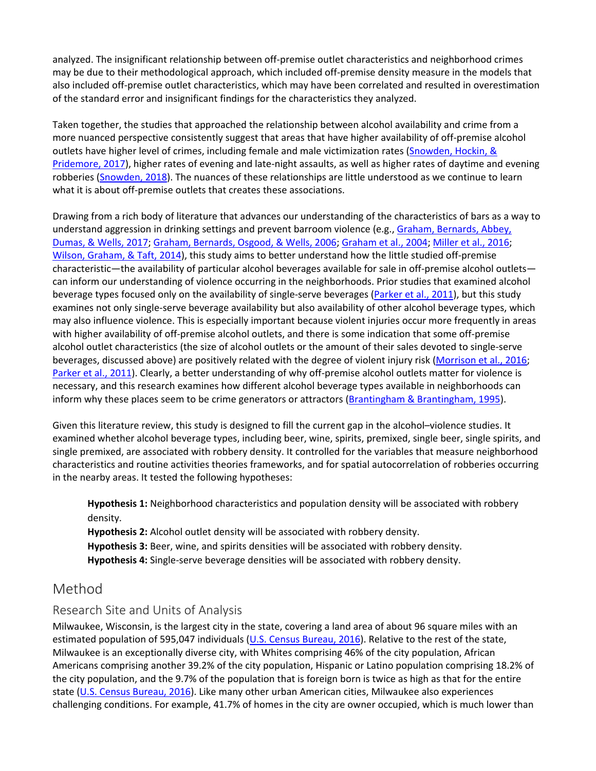analyzed. The insignificant relationship between off-premise outlet characteristics and neighborhood crimes may be due to their methodological approach, which included off-premise density measure in the models that also included off-premise outlet characteristics, which may have been correlated and resulted in overestimation of the standard error and insignificant findings for the characteristics they analyzed.

Taken together, the studies that approached the relationship between alcohol availability and crime from a more nuanced perspective consistently suggest that areas that have higher availability of off-premise alcohol outlets have higher level of crimes, including female and male victimization rates (Snowden, Hockin, & Pridemore, 2017), higher rates of evening and late-night assaults, as well as higher rates of daytime and evening robberies (Snowden, 2018). The nuances of these relationships are little understood as we continue to learn what it is about off-premise outlets that creates these associations.

Drawing from a rich body of literature that advances our understanding of the characteristics of bars as a way to understand aggression in drinking settings and prevent barroom violence (e.g., Graham, Bernards, Abbey, Dumas, & Wells, 2017; Graham, Bernards, Osgood, & Wells, 2006; Graham et al., 2004; Miller et al., 2016; Wilson, Graham, & Taft, 2014), this study aims to better understand how the little studied off-premise characteristic—the availability of particular alcohol beverages available for sale in off-premise alcohol outlets—can inform our understanding of violence occurring in the neighborhoods. Prior studies that examined alcohol beverage types focused only on the availability of single-serve beverages (Parker et al., 2011), but this study examines not only single-serve beverage availability but also availability of other alcohol beverage types, which may also influence violence. This is especially important because violent injuries occur more frequently in areas with higher availability of off-premise alcohol outlets, and there is some indication that some off-premise alcohol outlet characteristics (the size of alcohol outlets or the amount of their sales devoted to single-serve beverages, discussed above) are positively related with the degree of violent injury risk (Morrison et al., 2016; Parker et al., 2011). Clearly, a better understanding of why off-premise alcohol outlets matter for violence is necessary, and this research examines how different alcohol beverage types available in neighborhoods can inform why these places seem to be crime generators or attractors (Brantingham & Brantingham, 1995).

Given this literature review, this study is designed to fill the current gap in the alcohol–violence studies. It examined whether alcohol beverage types, including beer, wine, spirits, premixed, single beer, single spirits, and single premixed, are associated with robbery density. It controlled for the variables that measure neighborhood characteristics and routine activities theories frameworks, and for spatial autocorrelation of robberies occurring in the nearby areas. It tested the following hypotheses:

> **Hypothesis 1:** Neighborhood characteristics and population density will be associated with robbery density.
> **Hypothesis 2:** Alcohol outlet density will be associated with robbery density.
> **Hypothesis 3:** Beer, wine, and spirits densities will be associated with robbery density.
> **Hypothesis 4:** Single-serve beverage densities will be associated with robbery density.

## Method

### Research Site and Units of Analysis

Milwaukee, Wisconsin, is the largest city in the state, covering a land area of about 96 square miles with an estimated population of 595,047 individuals (U.S. Census Bureau, 2016). Relative to the rest of the state, Milwaukee is an exceptionally diverse city, with Whites comprising 46% of the city population, African Americans comprising another 39.2% of the city population, Hispanic or Latino population comprising 18.2% of the city population, and the 9.7% of the population that is foreign born is twice as high as that for the entire state (U.S. Census Bureau, 2016). Like many other urban American cities, Milwaukee also experiences challenging conditions. For example, 41.7% of homes in the city are owner occupied, which is much lower than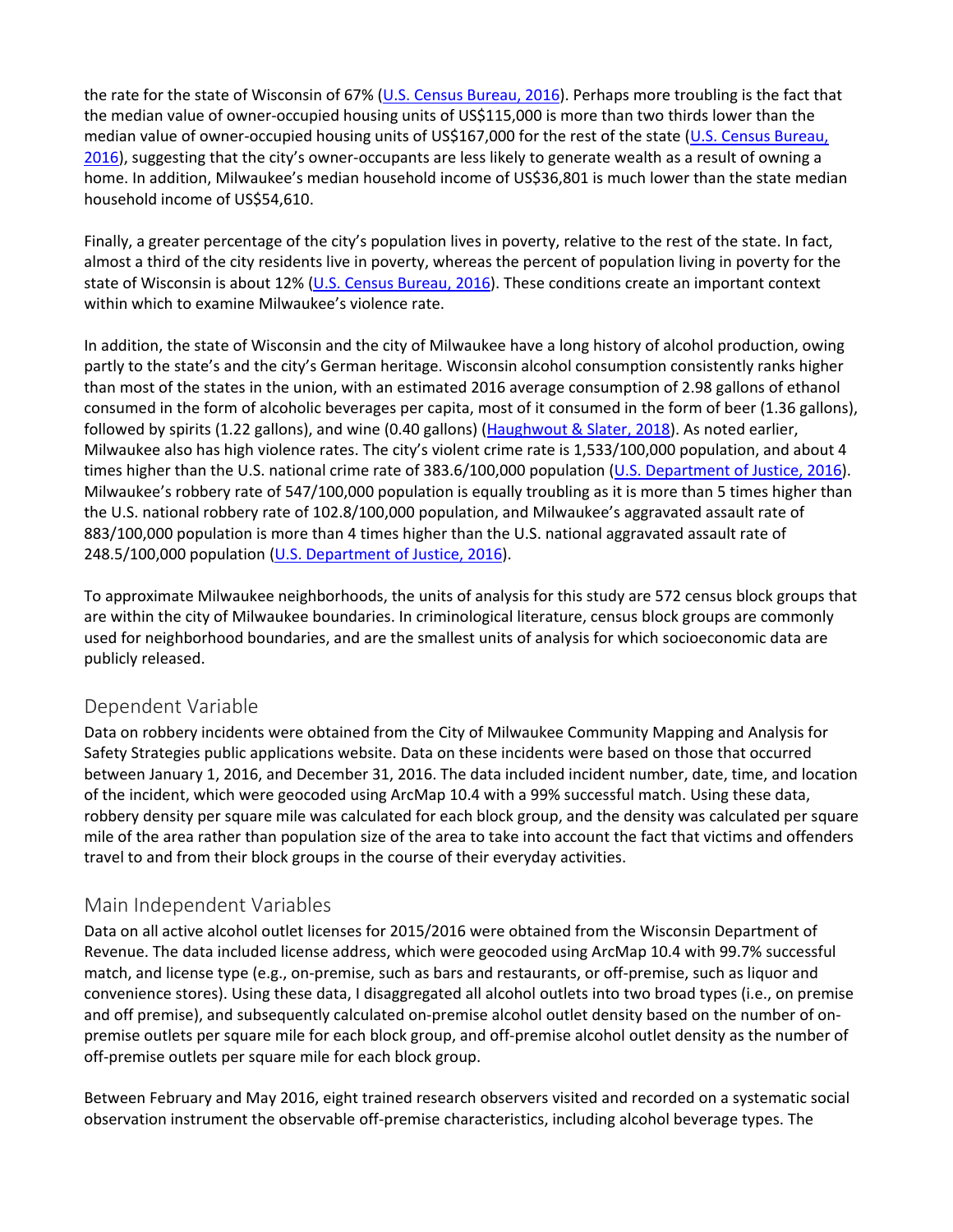the rate for the state of Wisconsin of 67% (U.S. Census Bureau, 2016). Perhaps more troubling is the fact that the median value of owner-occupied housing units of US$115,000 is more than two thirds lower than the median value of owner-occupied housing units of US$167,000 for the rest of the state (U.S. Census Bureau, 2016), suggesting that the city's owner-occupants are less likely to generate wealth as a result of owning a home. In addition, Milwaukee's median household income of US$36,801 is much lower than the state median household income of US$54,610.

Finally, a greater percentage of the city's population lives in poverty, relative to the rest of the state. In fact, almost a third of the city residents live in poverty, whereas the percent of population living in poverty for the state of Wisconsin is about 12% (U.S. Census Bureau, 2016). These conditions create an important context within which to examine Milwaukee's violence rate.

In addition, the state of Wisconsin and the city of Milwaukee have a long history of alcohol production, owing partly to the state's and the city's German heritage. Wisconsin alcohol consumption consistently ranks higher than most of the states in the union, with an estimated 2016 average consumption of 2.98 gallons of ethanol consumed in the form of alcoholic beverages per capita, most of it consumed in the form of beer (1.36 gallons), followed by spirits (1.22 gallons), and wine (0.40 gallons) (Haughwout & Slater, 2018). As noted earlier, Milwaukee also has high violence rates. The city's violent crime rate is 1,533/100,000 population, and about 4 times higher than the U.S. national crime rate of 383.6/100,000 population (U.S. Department of Justice, 2016). Milwaukee's robbery rate of 547/100,000 population is equally troubling as it is more than 5 times higher than the U.S. national robbery rate of 102.8/100,000 population, and Milwaukee's aggravated assault rate of 883/100,000 population is more than 4 times higher than the U.S. national aggravated assault rate of 248.5/100,000 population (U.S. Department of Justice, 2016).

To approximate Milwaukee neighborhoods, the units of analysis for this study are 572 census block groups that are within the city of Milwaukee boundaries. In criminological literature, census block groups are commonly used for neighborhood boundaries, and are the smallest units of analysis for which socioeconomic data are publicly released.

## Dependent Variable

Data on robbery incidents were obtained from the City of Milwaukee Community Mapping and Analysis for Safety Strategies public applications website. Data on these incidents were based on those that occurred between January 1, 2016, and December 31, 2016. The data included incident number, date, time, and location of the incident, which were geocoded using ArcMap 10.4 with a 99% successful match. Using these data, robbery density per square mile was calculated for each block group, and the density was calculated per square mile of the area rather than population size of the area to take into account the fact that victims and offenders travel to and from their block groups in the course of their everyday activities.

## Main Independent Variables

Data on all active alcohol outlet licenses for 2015/2016 were obtained from the Wisconsin Department of Revenue. The data included license address, which were geocoded using ArcMap 10.4 with 99.7% successful match, and license type (e.g., on-premise, such as bars and restaurants, or off-premise, such as liquor and convenience stores). Using these data, I disaggregated all alcohol outlets into two broad types (i.e., on premise and off premise), and subsequently calculated on-premise alcohol outlet density based on the number of on-premise outlets per square mile for each block group, and off-premise alcohol outlet density as the number of off-premise outlets per square mile for each block group.

Between February and May 2016, eight trained research observers visited and recorded on a systematic social observation instrument the observable off-premise characteristics, including alcohol beverage types. The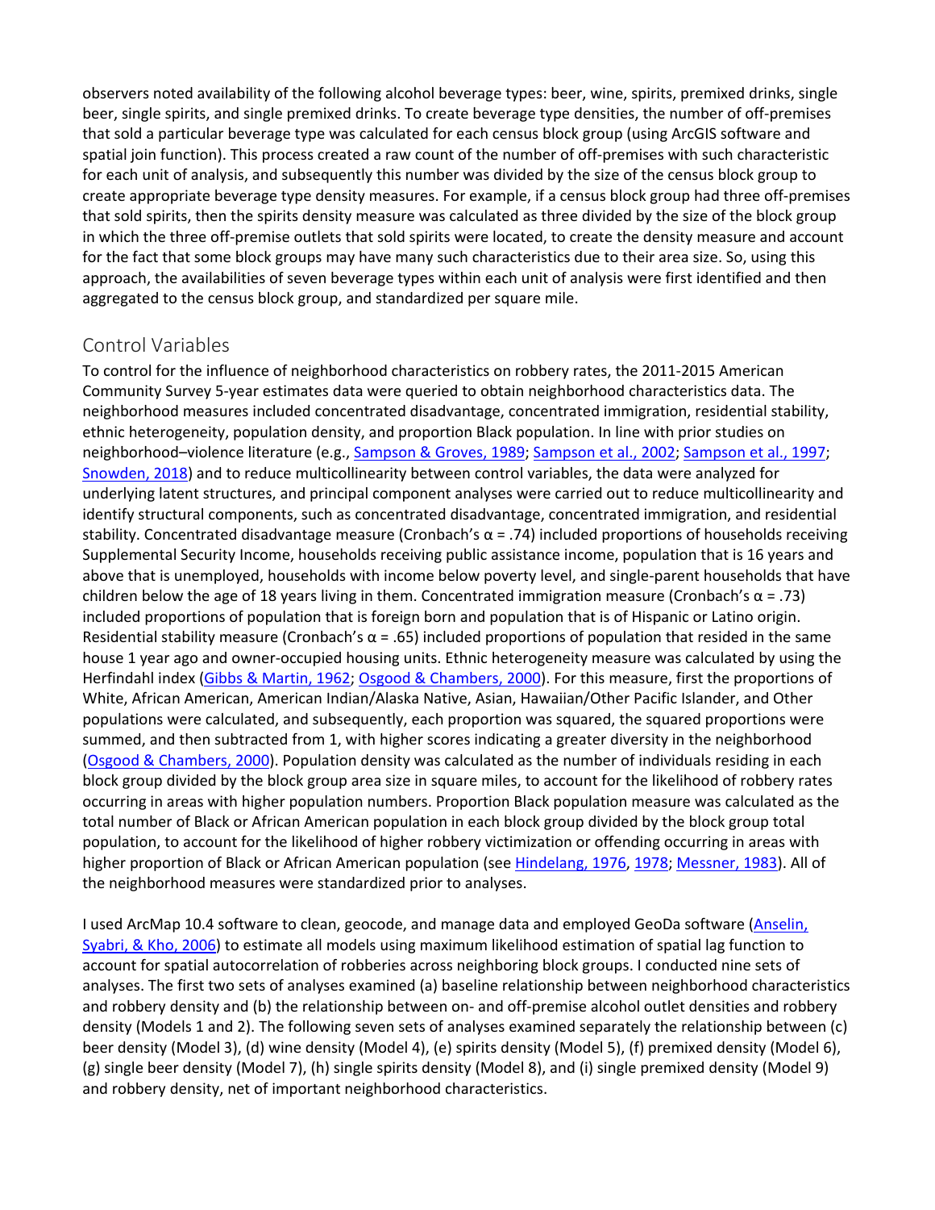observers noted availability of the following alcohol beverage types: beer, wine, spirits, premixed drinks, single beer, single spirits, and single premixed drinks. To create beverage type densities, the number of off-premises that sold a particular beverage type was calculated for each census block group (using ArcGIS software and spatial join function). This process created a raw count of the number of off-premises with such characteristic for each unit of analysis, and subsequently this number was divided by the size of the census block group to create appropriate beverage type density measures. For example, if a census block group had three off-premises that sold spirits, then the spirits density measure was calculated as three divided by the size of the block group in which the three off-premise outlets that sold spirits were located, to create the density measure and account for the fact that some block groups may have many such characteristics due to their area size. So, using this approach, the availabilities of seven beverage types within each unit of analysis were first identified and then aggregated to the census block group, and standardized per square mile.

## Control Variables

To control for the influence of neighborhood characteristics on robbery rates, the 2011-2015 American Community Survey 5-year estimates data were queried to obtain neighborhood characteristics data. The neighborhood measures included concentrated disadvantage, concentrated immigration, residential stability, ethnic heterogeneity, population density, and proportion Black population. In line with prior studies on neighborhood–violence literature (e.g., Sampson & Groves, 1989; Sampson et al., 2002; Sampson et al., 1997; Snowden, 2018) and to reduce multicollinearity between control variables, the data were analyzed for underlying latent structures, and principal component analyses were carried out to reduce multicollinearity and identify structural components, such as concentrated disadvantage, concentrated immigration, and residential stability. Concentrated disadvantage measure (Cronbach's $\alpha$ = .74) included proportions of households receiving Supplemental Security Income, households receiving public assistance income, population that is 16 years and above that is unemployed, households with income below poverty level, and single-parent households that have children below the age of 18 years living in them. Concentrated immigration measure (Cronbach's $\alpha$ = .73) included proportions of population that is foreign born and population that is of Hispanic or Latino origin. Residential stability measure (Cronbach's $\alpha$ = .65) included proportions of population that resided in the same house 1 year ago and owner-occupied housing units. Ethnic heterogeneity measure was calculated by using the Herfindahl index (Gibbs & Martin, 1962; Osgood & Chambers, 2000). For this measure, first the proportions of White, African American, American Indian/Alaska Native, Asian, Hawaiian/Other Pacific Islander, and Other populations were calculated, and subsequently, each proportion was squared, the squared proportions were summed, and then subtracted from 1, with higher scores indicating a greater diversity in the neighborhood (Osgood & Chambers, 2000). Population density was calculated as the number of individuals residing in each block group divided by the block group area size in square miles, to account for the likelihood of robbery rates occurring in areas with higher population numbers. Proportion Black population measure was calculated as the total number of Black or African American population in each block group divided by the block group total population, to account for the likelihood of higher robbery victimization or offending occurring in areas with higher proportion of Black or African American population (see Hindelang, 1976, 1978; Messner, 1983). All of the neighborhood measures were standardized prior to analyses.

I used ArcMap 10.4 software to clean, geocode, and manage data and employed GeoDa software (Anselin, Syabri, & Kho, 2006) to estimate all models using maximum likelihood estimation of spatial lag function to account for spatial autocorrelation of robberies across neighboring block groups. I conducted nine sets of analyses. The first two sets of analyses examined (a) baseline relationship between neighborhood characteristics and robbery density and (b) the relationship between on- and off-premise alcohol outlet densities and robbery density (Models 1 and 2). The following seven sets of analyses examined separately the relationship between (c) beer density (Model 3), (d) wine density (Model 4), (e) spirits density (Model 5), (f) premixed density (Model 6), (g) single beer density (Model 7), (h) single spirits density (Model 8), and (i) single premixed density (Model 9) and robbery density, net of important neighborhood characteristics.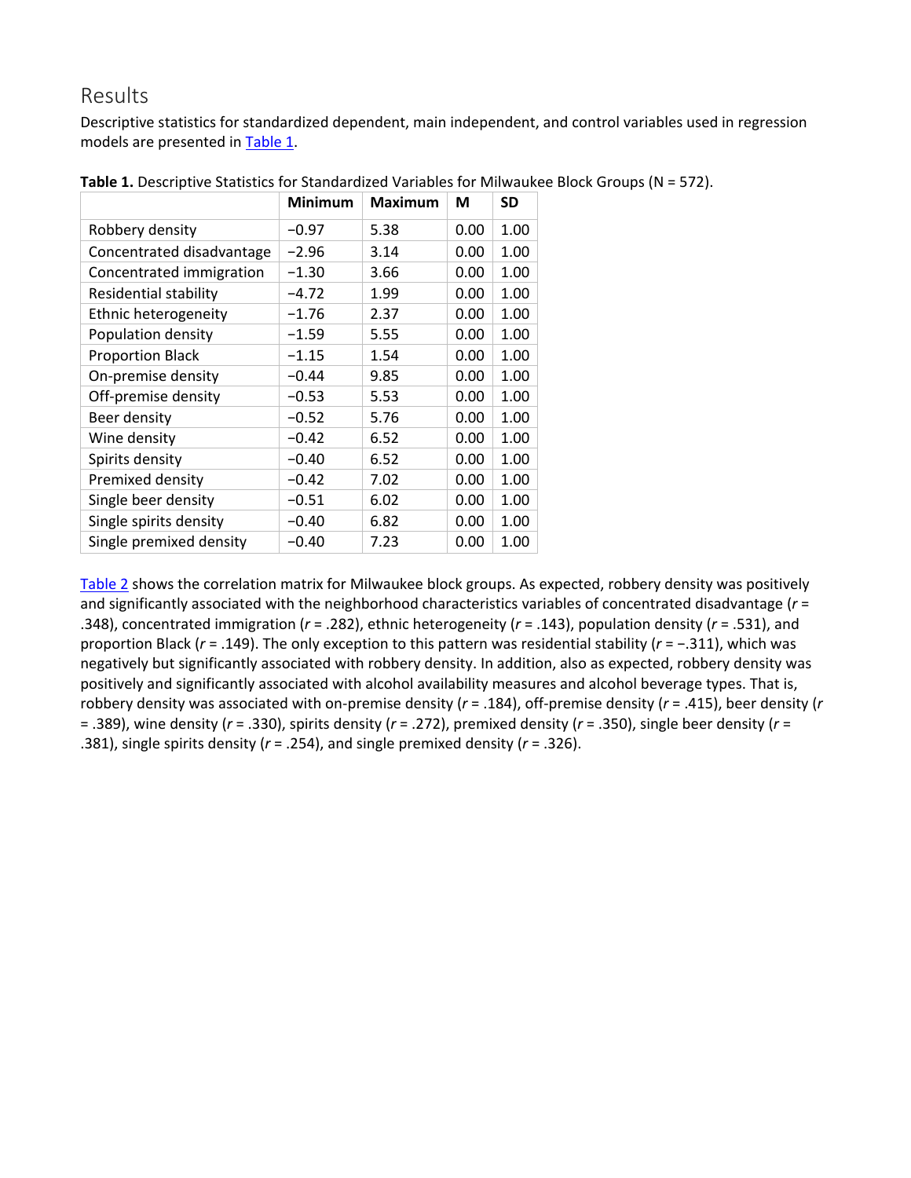## Results

Descriptive statistics for standardized dependent, main independent, and control variables used in regression models are presented in Table 1.

**Table 1.** Descriptive Statistics for Standardized Variables for Milwaukee Block Groups (N = 572).

| | Minimum | Maximum | M | SD |
|---|---|---|---|---|
| Robbery density | −0.97 | 5.38 | 0.00 | 1.00 |
| Concentrated disadvantage | −2.96 | 3.14 | 0.00 | 1.00 |
| Concentrated immigration | −1.30 | 3.66 | 0.00 | 1.00 |
| Residential stability | −4.72 | 1.99 | 0.00 | 1.00 |
| Ethnic heterogeneity | −1.76 | 2.37 | 0.00 | 1.00 |
| Population density | −1.59 | 5.55 | 0.00 | 1.00 |
| Proportion Black | −1.15 | 1.54 | 0.00 | 1.00 |
| On-premise density | −0.44 | 9.85 | 0.00 | 1.00 |
| Off-premise density | −0.53 | 5.53 | 0.00 | 1.00 |
| Beer density | −0.52 | 5.76 | 0.00 | 1.00 |
| Wine density | −0.42 | 6.52 | 0.00 | 1.00 |
| Spirits density | −0.40 | 6.52 | 0.00 | 1.00 |
| Premixed density | −0.42 | 7.02 | 0.00 | 1.00 |
| Single beer density | −0.51 | 6.02 | 0.00 | 1.00 |
| Single spirits density | −0.40 | 6.82 | 0.00 | 1.00 |
| Single premixed density | −0.40 | 7.23 | 0.00 | 1.00 |

Table 2 shows the correlation matrix for Milwaukee block groups. As expected, robbery density was positively and significantly associated with the neighborhood characteristics variables of concentrated disadvantage ($r$ = .348), concentrated immigration ($r$ = .282), ethnic heterogeneity ($r$ = .143), population density ($r$ = .531), and proportion Black ($r$ = .149). The only exception to this pattern was residential stability ($r$ = −.311), which was negatively but significantly associated with robbery density. In addition, also as expected, robbery density was positively and significantly associated with alcohol availability measures and alcohol beverage types. That is, robbery density was associated with on-premise density ($r$ = .184), off-premise density ($r$ = .415), beer density ($r$ = .389), wine density ($r$ = .330), spirits density ($r$ = .272), premixed density ($r$ = .350), single beer density ($r$ = .381), single spirits density ($r$ = .254), and single premixed density ($r$ = .326).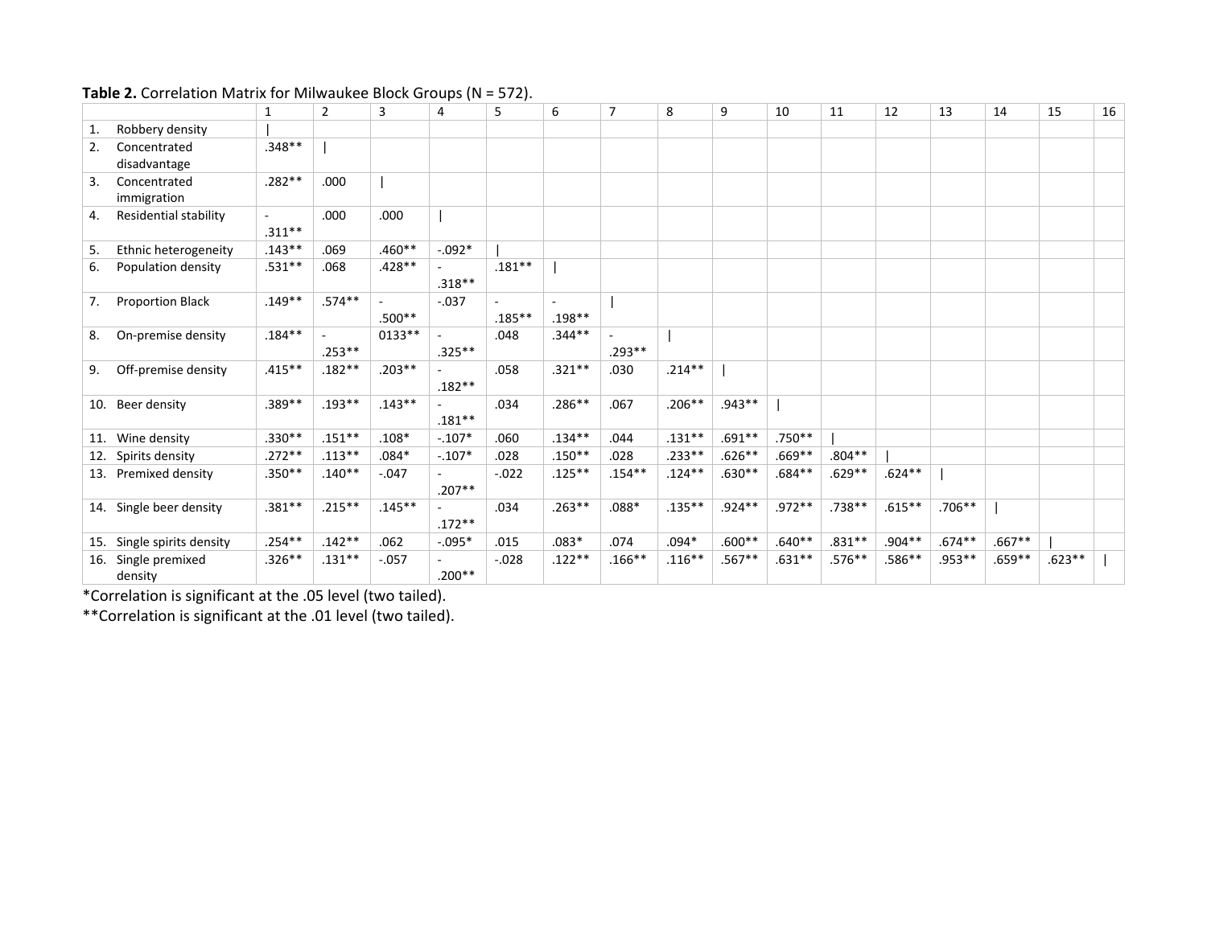**Table 2.** Correlation Matrix for Milwaukee Block Groups (N = 572).

| | 1 | 2 | 3 | 4 | 5 | 6 | 7 | 8 | 9 | 10 | 11 | 12 | 13 | 14 | 15 | 16 |
|---|---|---|---|---|---|---|---|---|---|---|---|---|---|---|---|---|
| 1. Robbery density | \| | | | | | | | | | | | | | | | |
| 2. Concentrated disadvantage | .348** | \| | | | | | | | | | | | | | | |
| 3. Concentrated immigration | .282** | .000 | \| | | | | | | | | | | | | | |
| 4. Residential stability | -.311** | .000 | .000 | \| | | | | | | | | | | | | |
| 5. Ethnic heterogeneity | .143** | .069 | .460** | -.092* | \| | | | | | | | | | | | |
| 6. Population density | .531** | .068 | .428** | -.318** | .181** | \| | | | | | | | | | | |
| 7. Proportion Black | .149** | .574** | -.500** | -.037 | -.185** | -.198** | \| | | | | | | | | | |
| 8. On-premise density | .184** | -.253** | 0133** | -.325** | .048 | .344** | -.293** | \| | | | | | | | | |
| 9. Off-premise density | .415** | .182** | .203** | -.182** | .058 | .321** | .030 | .214** | \| | | | | | | | |
| 10. Beer density | .389** | .193** | .143** | -.181** | .034 | .286** | .067 | .206** | .943** | \| | | | | | | |
| 11. Wine density | .330** | .151** | .108* | -.107* | .060 | .134** | .044 | .131** | .691** | .750** | \| | | | | | |
| 12. Spirits density | .272** | .113** | .084* | -.107* | .028 | .150** | .028 | .233** | .626** | .669** | .804** | \| | | | | |
| 13. Premixed density | .350** | .140** | -.047 | -.207** | -.022 | .125** | .154** | .124** | .630** | .684** | .629** | .624** | \| | | | |
| 14. Single beer density | .381** | .215** | .145** | -.172** | .034 | .263** | .088* | .135** | .924** | .972** | .738** | .615** | .706** | \| | | |
| 15. Single spirits density | .254** | .142** | .062 | -.095* | .015 | .083* | .074 | .094* | .600** | .640** | .831** | .904** | .674** | .667** | \| | |
| 16. Single premixed density | .326** | .131** | -.057 | -.200** | -.028 | .122** | .166** | .116** | .567** | .631** | .576** | .586** | .953** | .659** | .623** | \| |

*Correlation is significant at the .05 level (two tailed).

**Correlation is significant at the .01 level (two tailed).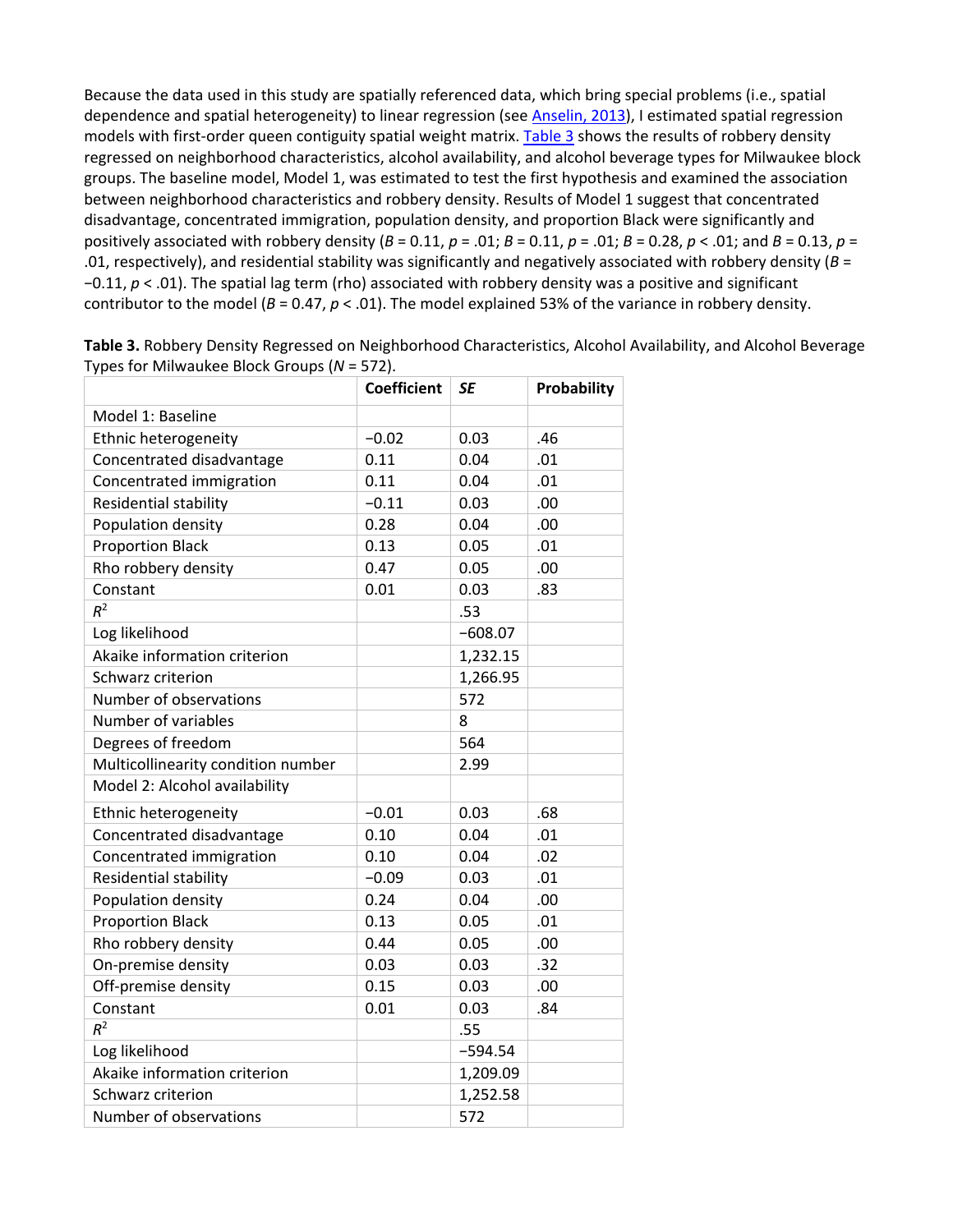Because the data used in this study are spatially referenced data, which bring special problems (i.e., spatial dependence and spatial heterogeneity) to linear regression (see Anselin, 2013), I estimated spatial regression models with first-order queen contiguity spatial weight matrix. Table 3 shows the results of robbery density regressed on neighborhood characteristics, alcohol availability, and alcohol beverage types for Milwaukee block groups. The baseline model, Model 1, was estimated to test the first hypothesis and examined the association between neighborhood characteristics and robbery density. Results of Model 1 suggest that concentrated disadvantage, concentrated immigration, population density, and proportion Black were significantly and positively associated with robbery density ($B$ = 0.11, $p$ = .01; $B$ = 0.11, $p$ = .01; $B$ = 0.28, $p$ < .01; and $B$ = 0.13, $p$ = .01, respectively), and residential stability was significantly and negatively associated with robbery density ($B$ = −0.11, $p$ < .01). The spatial lag term (rho) associated with robbery density was a positive and significant contributor to the model ($B$ = 0.47, $p$ < .01). The model explained 53% of the variance in robbery density.

**Table 3.** Robbery Density Regressed on Neighborhood Characteristics, Alcohol Availability, and Alcohol Beverage Types for Milwaukee Block Groups ($N$ = 572).

| | Coefficient | *SE* | Probability |
|---|---|---|---|
| Model 1: Baseline | | | |
| Ethnic heterogeneity | −0.02 | 0.03 | .46 |
| Concentrated disadvantage | 0.11 | 0.04 | .01 |
| Concentrated immigration | 0.11 | 0.04 | .01 |
| Residential stability | −0.11 | 0.03 | .00 |
| Population density | 0.28 | 0.04 | .00 |
| Proportion Black | 0.13 | 0.05 | .01 |
| Rho robbery density | 0.47 | 0.05 | .00 |
| Constant | 0.01 | 0.03 | .83 |
| $R^2$ | | .53 | |
| Log likelihood | | −608.07 | |
| Akaike information criterion | | 1,232.15 | |
| Schwarz criterion | | 1,266.95 | |
| Number of observations | | 572 | |
| Number of variables | | 8 | |
| Degrees of freedom | | 564 | |
| Multicollinearity condition number | | 2.99 | |
| Model 2: Alcohol availability | | | |
| Ethnic heterogeneity | −0.01 | 0.03 | .68 |
| Concentrated disadvantage | 0.10 | 0.04 | .01 |
| Concentrated immigration | 0.10 | 0.04 | .02 |
| Residential stability | −0.09 | 0.03 | .01 |
| Population density | 0.24 | 0.04 | .00 |
| Proportion Black | 0.13 | 0.05 | .01 |
| Rho robbery density | 0.44 | 0.05 | .00 |
| On-premise density | 0.03 | 0.03 | .32 |
| Off-premise density | 0.15 | 0.03 | .00 |
| Constant | 0.01 | 0.03 | .84 |
| $R^2$ | | .55 | |
| Log likelihood | | −594.54 | |
| Akaike information criterion | | 1,209.09 | |
| Schwarz criterion | | 1,252.58 | |
| Number of observations | | 572 | |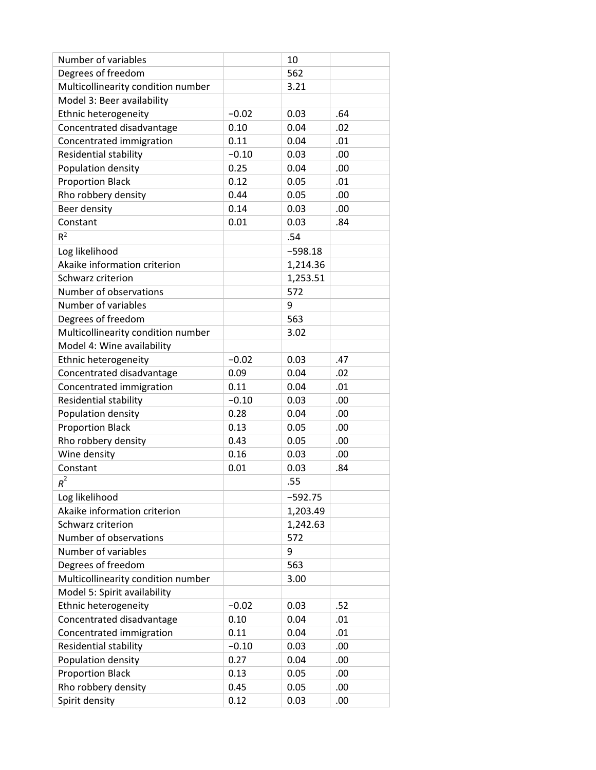| | | | |
|---|---|---|---|
| Number of variables | | 10 | |
| Degrees of freedom | | 562 | |
| Multicollinearity condition number | | 3.21 | |
| Model 3: Beer availability | | | |
| Ethnic heterogeneity | −0.02 | 0.03 | .64 |
| Concentrated disadvantage | 0.10 | 0.04 | .02 |
| Concentrated immigration | 0.11 | 0.04 | .01 |
| Residential stability | −0.10 | 0.03 | .00 |
| Population density | 0.25 | 0.04 | .00 |
| Proportion Black | 0.12 | 0.05 | .01 |
| Rho robbery density | 0.44 | 0.05 | .00 |
| Beer density | 0.14 | 0.03 | .00 |
| Constant | 0.01 | 0.03 | .84 |
| $R^2$ | | .54 | |
| Log likelihood | | −598.18 | |
| Akaike information criterion | | 1,214.36 | |
| Schwarz criterion | | 1,253.51 | |
| Number of observations | | 572 | |
| Number of variables | | 9 | |
| Degrees of freedom | | 563 | |
| Multicollinearity condition number | | 3.02 | |
| Model 4: Wine availability | | | |
| Ethnic heterogeneity | −0.02 | 0.03 | .47 |
| Concentrated disadvantage | 0.09 | 0.04 | .02 |
| Concentrated immigration | 0.11 | 0.04 | .01 |
| Residential stability | −0.10 | 0.03 | .00 |
| Population density | 0.28 | 0.04 | .00 |
| Proportion Black | 0.13 | 0.05 | .00 |
| Rho robbery density | 0.43 | 0.05 | .00 |
| Wine density | 0.16 | 0.03 | .00 |
| Constant | 0.01 | 0.03 | .84 |
| $R^2$ | | .55 | |
| Log likelihood | | −592.75 | |
| Akaike information criterion | | 1,203.49 | |
| Schwarz criterion | | 1,242.63 | |
| Number of observations | | 572 | |
| Number of variables | | 9 | |
| Degrees of freedom | | 563 | |
| Multicollinearity condition number | | 3.00 | |
| Model 5: Spirit availability | | | |
| Ethnic heterogeneity | −0.02 | 0.03 | .52 |
| Concentrated disadvantage | 0.10 | 0.04 | .01 |
| Concentrated immigration | 0.11 | 0.04 | .01 |
| Residential stability | −0.10 | 0.03 | .00 |
| Population density | 0.27 | 0.04 | .00 |
| Proportion Black | 0.13 | 0.05 | .00 |
| Rho robbery density | 0.45 | 0.05 | .00 |
| Spirit density | 0.12 | 0.03 | .00 |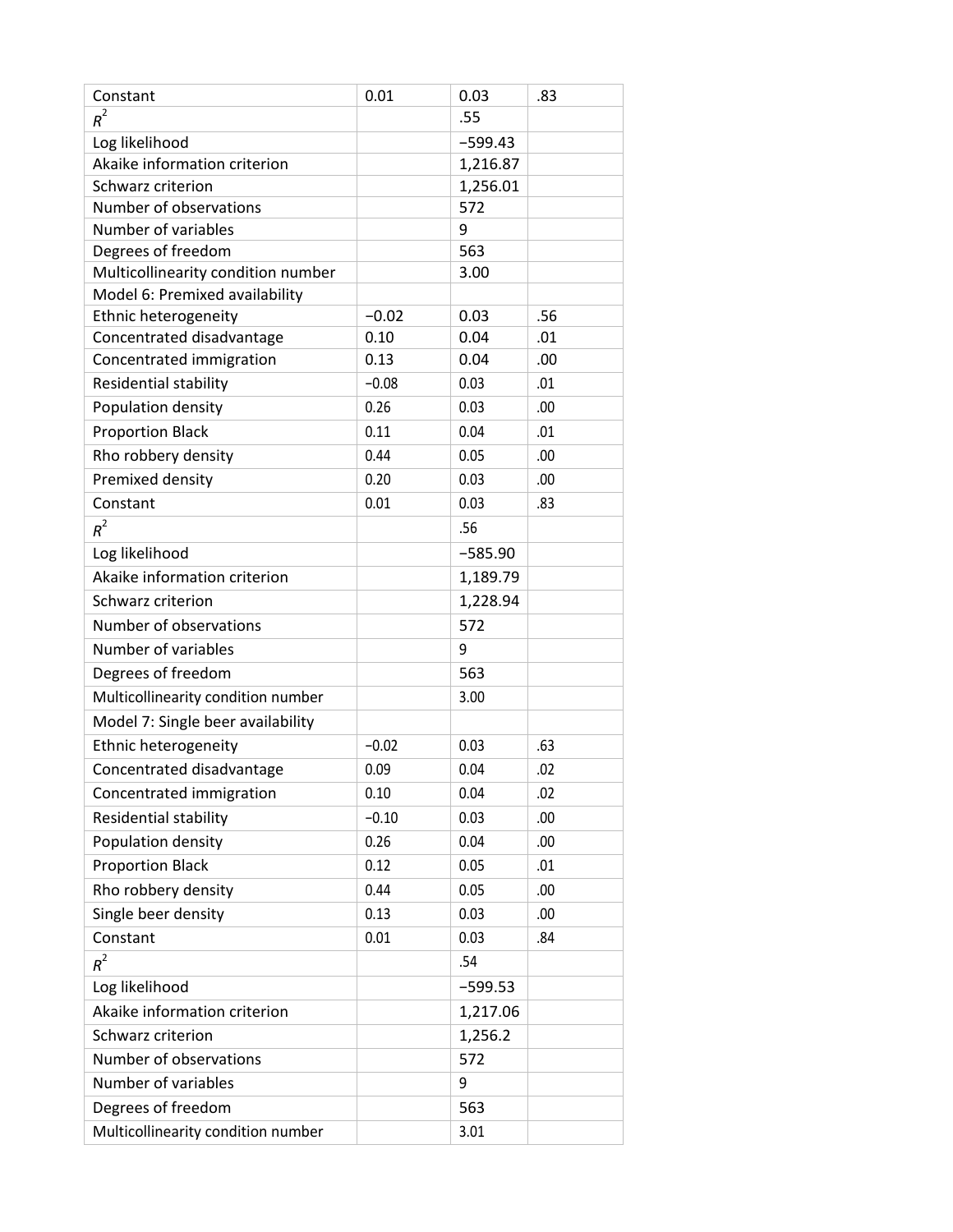| | | | |
|---|---|---|---|
| Constant | 0.01 | 0.03 | .83 |
| $R^2$ | | .55 | |
| Log likelihood | | −599.43 | |
| Akaike information criterion | | 1,216.87 | |
| Schwarz criterion | | 1,256.01 | |
| Number of observations | | 572 | |
| Number of variables | | 9 | |
| Degrees of freedom | | 563 | |
| Multicollinearity condition number | | 3.00 | |
| Model 6: Premixed availability | | | |
| Ethnic heterogeneity | −0.02 | 0.03 | .56 |
| Concentrated disadvantage | 0.10 | 0.04 | .01 |
| Concentrated immigration | 0.13 | 0.04 | .00 |
| Residential stability | −0.08 | 0.03 | .01 |
| Population density | 0.26 | 0.03 | .00 |
| Proportion Black | 0.11 | 0.04 | .01 |
| Rho robbery density | 0.44 | 0.05 | .00 |
| Premixed density | 0.20 | 0.03 | .00 |
| Constant | 0.01 | 0.03 | .83 |
| $R^2$ | | .56 | |
| Log likelihood | | −585.90 | |
| Akaike information criterion | | 1,189.79 | |
| Schwarz criterion | | 1,228.94 | |
| Number of observations | | 572 | |
| Number of variables | | 9 | |
| Degrees of freedom | | 563 | |
| Multicollinearity condition number | | 3.00 | |
| Model 7: Single beer availability | | | |
| Ethnic heterogeneity | −0.02 | 0.03 | .63 |
| Concentrated disadvantage | 0.09 | 0.04 | .02 |
| Concentrated immigration | 0.10 | 0.04 | .02 |
| Residential stability | −0.10 | 0.03 | .00 |
| Population density | 0.26 | 0.04 | .00 |
| Proportion Black | 0.12 | 0.05 | .01 |
| Rho robbery density | 0.44 | 0.05 | .00 |
| Single beer density | 0.13 | 0.03 | .00 |
| Constant | 0.01 | 0.03 | .84 |
| $R^2$ | | .54 | |
| Log likelihood | | −599.53 | |
| Akaike information criterion | | 1,217.06 | |
| Schwarz criterion | | 1,256.2 | |
| Number of observations | | 572 | |
| Number of variables | | 9 | |
| Degrees of freedom | | 563 | |
| Multicollinearity condition number | | 3.01 | |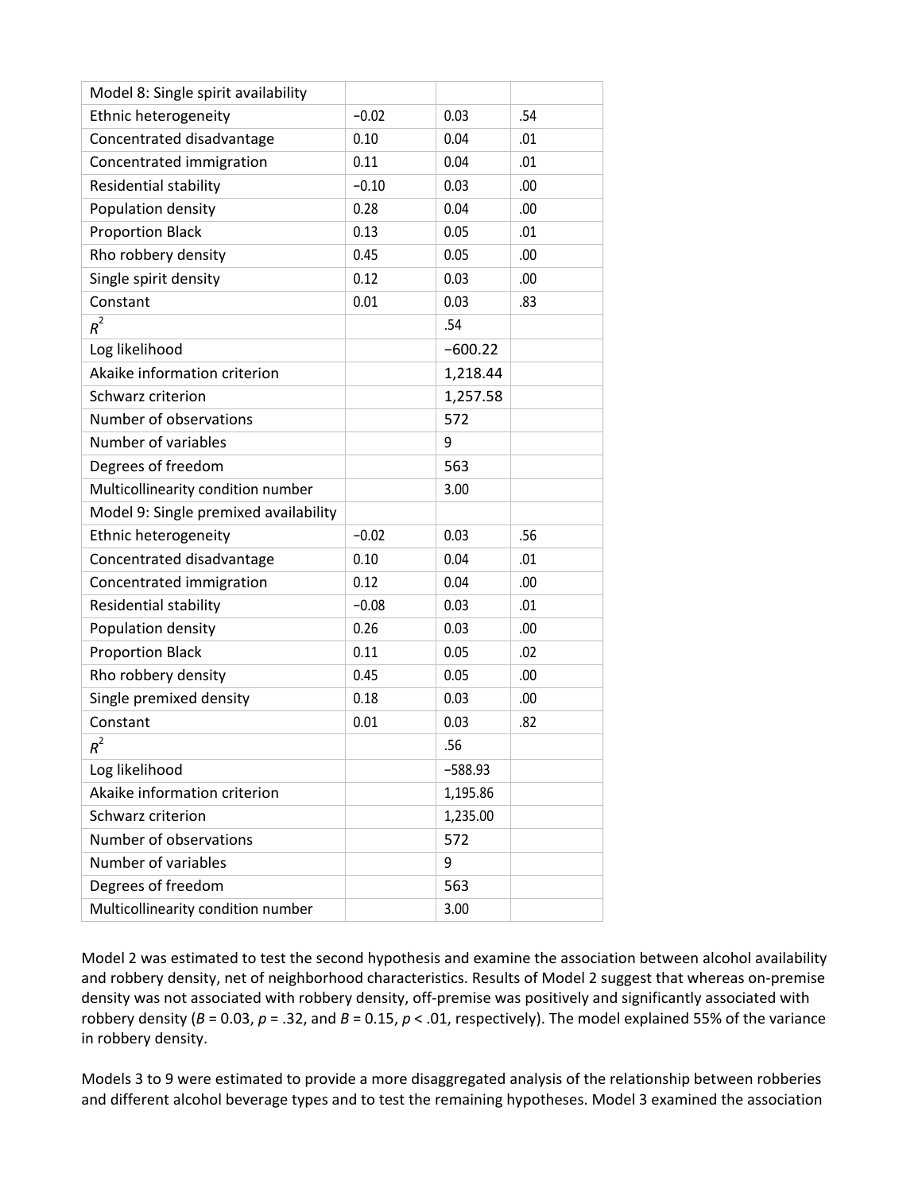| Model 8: Single spirit availability | | | |
|---|---|---|---|
| Ethnic heterogeneity | −0.02 | 0.03 | .54 |
| Concentrated disadvantage | 0.10 | 0.04 | .01 |
| Concentrated immigration | 0.11 | 0.04 | .01 |
| Residential stability | −0.10 | 0.03 | .00 |
| Population density | 0.28 | 0.04 | .00 |
| Proportion Black | 0.13 | 0.05 | .01 |
| Rho robbery density | 0.45 | 0.05 | .00 |
| Single spirit density | 0.12 | 0.03 | .00 |
| Constant | 0.01 | 0.03 | .83 |
| $R^2$ | | .54 | |
| Log likelihood | | −600.22 | |
| Akaike information criterion | | 1,218.44 | |
| Schwarz criterion | | 1,257.58 | |
| Number of observations | | 572 | |
| Number of variables | | 9 | |
| Degrees of freedom | | 563 | |
| Multicollinearity condition number | | 3.00 | |
| Model 9: Single premixed availability | | | |
| Ethnic heterogeneity | −0.02 | 0.03 | .56 |
| Concentrated disadvantage | 0.10 | 0.04 | .01 |
| Concentrated immigration | 0.12 | 0.04 | .00 |
| Residential stability | −0.08 | 0.03 | .01 |
| Population density | 0.26 | 0.03 | .00 |
| Proportion Black | 0.11 | 0.05 | .02 |
| Rho robbery density | 0.45 | 0.05 | .00 |
| Single premixed density | 0.18 | 0.03 | .00 |
| Constant | 0.01 | 0.03 | .82 |
| $R^2$ | | .56 | |
| Log likelihood | | −588.93 | |
| Akaike information criterion | | 1,195.86 | |
| Schwarz criterion | | 1,235.00 | |
| Number of observations | | 572 | |
| Number of variables | | 9 | |
| Degrees of freedom | | 563 | |
| Multicollinearity condition number | | 3.00 | |

Model 2 was estimated to test the second hypothesis and examine the association between alcohol availability and robbery density, net of neighborhood characteristics. Results of Model 2 suggest that whereas on-premise density was not associated with robbery density, off-premise was positively and significantly associated with robbery density ($B = 0.03$, $p = .32$, and $B = 0.15$, $p < .01$, respectively). The model explained 55% of the variance in robbery density.

Models 3 to 9 were estimated to provide a more disaggregated analysis of the relationship between robberies and different alcohol beverage types and to test the remaining hypotheses. Model 3 examined the association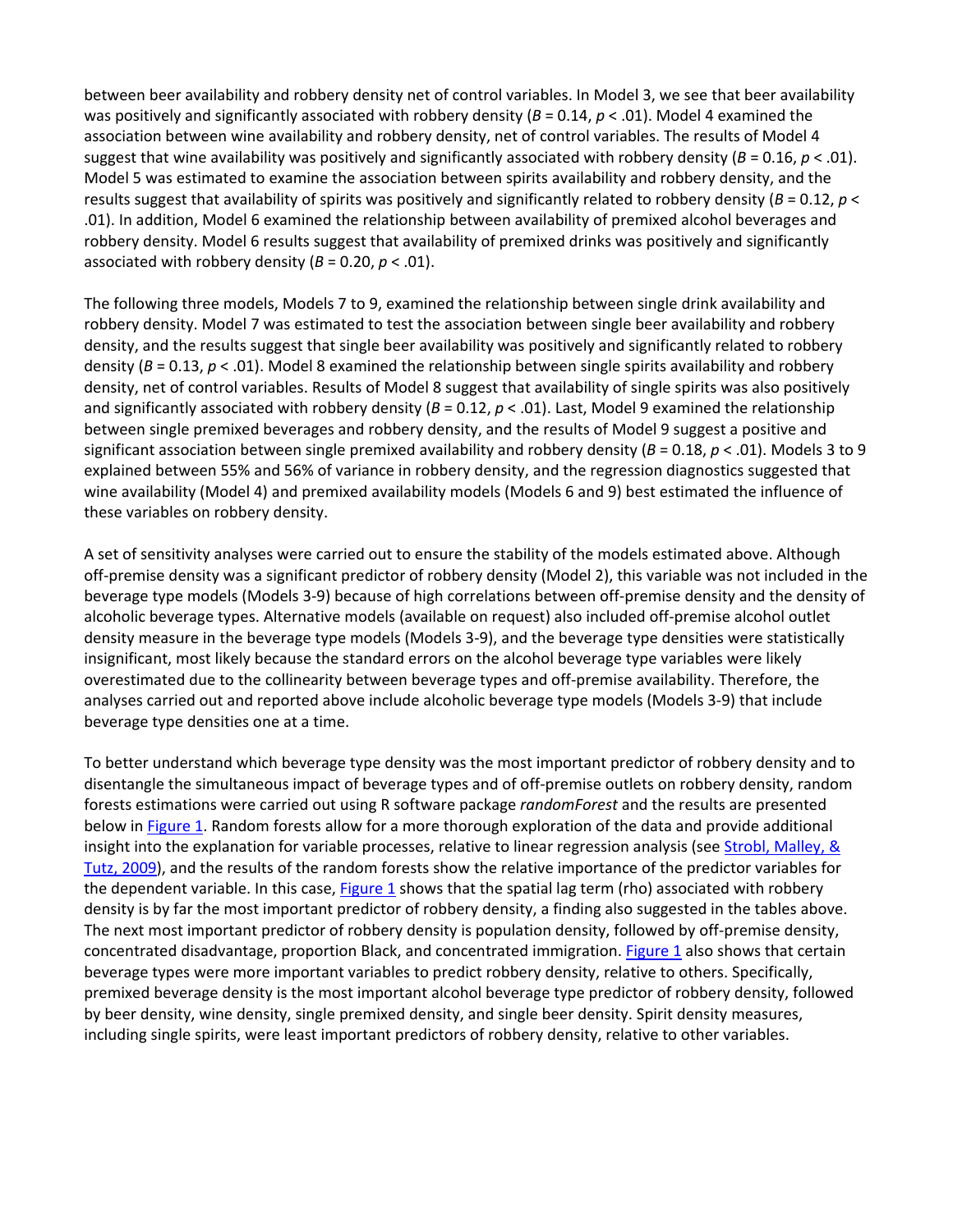between beer availability and robbery density net of control variables. In Model 3, we see that beer availability was positively and significantly associated with robbery density ($B = 0.14$, $p < .01$). Model 4 examined the association between wine availability and robbery density, net of control variables. The results of Model 4 suggest that wine availability was positively and significantly associated with robbery density ($B = 0.16$, $p < .01$). Model 5 was estimated to examine the association between spirits availability and robbery density, and the results suggest that availability of spirits was positively and significantly related to robbery density ($B = 0.12$, $p < .01$). In addition, Model 6 examined the relationship between availability of premixed alcohol beverages and robbery density. Model 6 results suggest that availability of premixed drinks was positively and significantly associated with robbery density ($B = 0.20$, $p < .01$).

The following three models, Models 7 to 9, examined the relationship between single drink availability and robbery density. Model 7 was estimated to test the association between single beer availability and robbery density, and the results suggest that single beer availability was positively and significantly related to robbery density ($B = 0.13$, $p < .01$). Model 8 examined the relationship between single spirits availability and robbery density, net of control variables. Results of Model 8 suggest that availability of single spirits was also positively and significantly associated with robbery density ($B = 0.12$, $p < .01$). Last, Model 9 examined the relationship between single premixed beverages and robbery density, and the results of Model 9 suggest a positive and significant association between single premixed availability and robbery density ($B = 0.18$, $p < .01$). Models 3 to 9 explained between 55% and 56% of variance in robbery density, and the regression diagnostics suggested that wine availability (Model 4) and premixed availability models (Models 6 and 9) best estimated the influence of these variables on robbery density.

A set of sensitivity analyses were carried out to ensure the stability of the models estimated above. Although off-premise density was a significant predictor of robbery density (Model 2), this variable was not included in the beverage type models (Models 3-9) because of high correlations between off-premise density and the density of alcoholic beverage types. Alternative models (available on request) also included off-premise alcohol outlet density measure in the beverage type models (Models 3-9), and the beverage type densities were statistically insignificant, most likely because the standard errors on the alcohol beverage type variables were likely overestimated due to the collinearity between beverage types and off-premise availability. Therefore, the analyses carried out and reported above include alcoholic beverage type models (Models 3-9) that include beverage type densities one at a time.

To better understand which beverage type density was the most important predictor of robbery density and to disentangle the simultaneous impact of beverage types and of off-premise outlets on robbery density, random forests estimations were carried out using R software package *randomForest* and the results are presented below in Figure 1. Random forests allow for a more thorough exploration of the data and provide additional insight into the explanation for variable processes, relative to linear regression analysis (see Strobl, Malley, & Tutz, 2009), and the results of the random forests show the relative importance of the predictor variables for the dependent variable. In this case, Figure 1 shows that the spatial lag term (rho) associated with robbery density is by far the most important predictor of robbery density, a finding also suggested in the tables above. The next most important predictor of robbery density is population density, followed by off-premise density, concentrated disadvantage, proportion Black, and concentrated immigration. Figure 1 also shows that certain beverage types were more important variables to predict robbery density, relative to others. Specifically, premixed beverage density is the most important alcohol beverage type predictor of robbery density, followed by beer density, wine density, single premixed density, and single beer density. Spirit density measures, including single spirits, were least important predictors of robbery density, relative to other variables.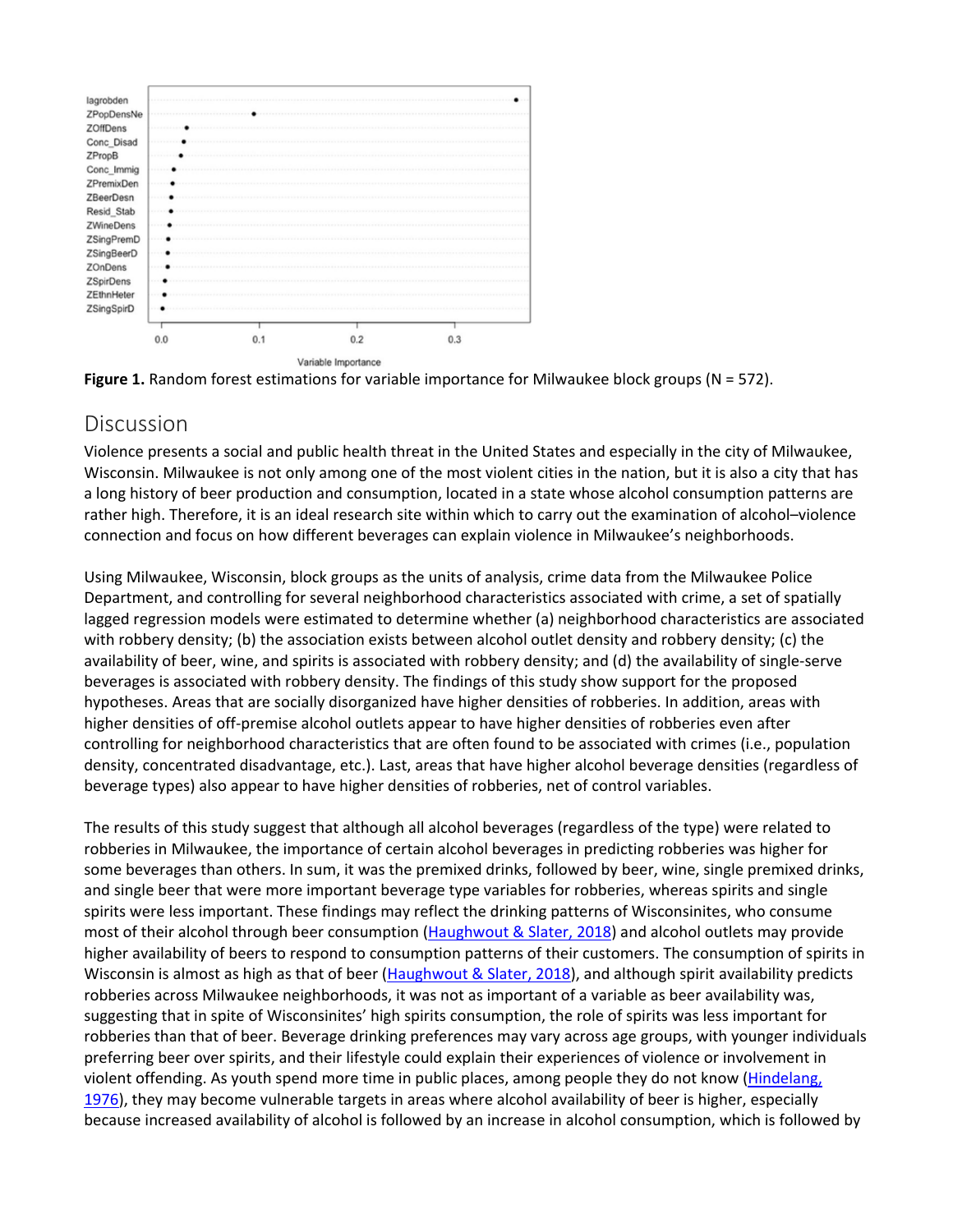**Figure 1.** Random forest estimations for variable importance for Milwaukee block groups (N = 572).

## Discussion

Violence presents a social and public health threat in the United States and especially in the city of Milwaukee, Wisconsin. Milwaukee is not only among one of the most violent cities in the nation, but it is also a city that has a long history of beer production and consumption, located in a state whose alcohol consumption patterns are rather high. Therefore, it is an ideal research site within which to carry out the examination of alcohol–violence connection and focus on how different beverages can explain violence in Milwaukee's neighborhoods.

Using Milwaukee, Wisconsin, block groups as the units of analysis, crime data from the Milwaukee Police Department, and controlling for several neighborhood characteristics associated with crime, a set of spatially lagged regression models were estimated to determine whether (a) neighborhood characteristics are associated with robbery density; (b) the association exists between alcohol outlet density and robbery density; (c) the availability of beer, wine, and spirits is associated with robbery density; and (d) the availability of single-serve beverages is associated with robbery density. The findings of this study show support for the proposed hypotheses. Areas that are socially disorganized have higher densities of robberies. In addition, areas with higher densities of off-premise alcohol outlets appear to have higher densities of robberies even after controlling for neighborhood characteristics that are often found to be associated with crimes (i.e., population density, concentrated disadvantage, etc.). Last, areas that have higher alcohol beverage densities (regardless of beverage types) also appear to have higher densities of robberies, net of control variables.

The results of this study suggest that although all alcohol beverages (regardless of the type) were related to robberies in Milwaukee, the importance of certain alcohol beverages in predicting robberies was higher for some beverages than others. In sum, it was the premixed drinks, followed by beer, wine, single premixed drinks, and single beer that were more important beverage type variables for robberies, whereas spirits and single spirits were less important. These findings may reflect the drinking patterns of Wisconsinites, who consume most of their alcohol through beer consumption (Haughwout & Slater, 2018) and alcohol outlets may provide higher availability of beers to respond to consumption patterns of their customers. The consumption of spirits in Wisconsin is almost as high as that of beer (Haughwout & Slater, 2018), and although spirit availability predicts robberies across Milwaukee neighborhoods, it was not as important of a variable as beer availability was, suggesting that in spite of Wisconsinites' high spirits consumption, the role of spirits was less important for robberies than that of beer. Beverage drinking preferences may vary across age groups, with younger individuals preferring beer over spirits, and their lifestyle could explain their experiences of violence or involvement in violent offending. As youth spend more time in public places, among people they do not know (Hindelang, 1976), they may become vulnerable targets in areas where alcohol availability of beer is higher, especially because increased availability of alcohol is followed by an increase in alcohol consumption, which is followed by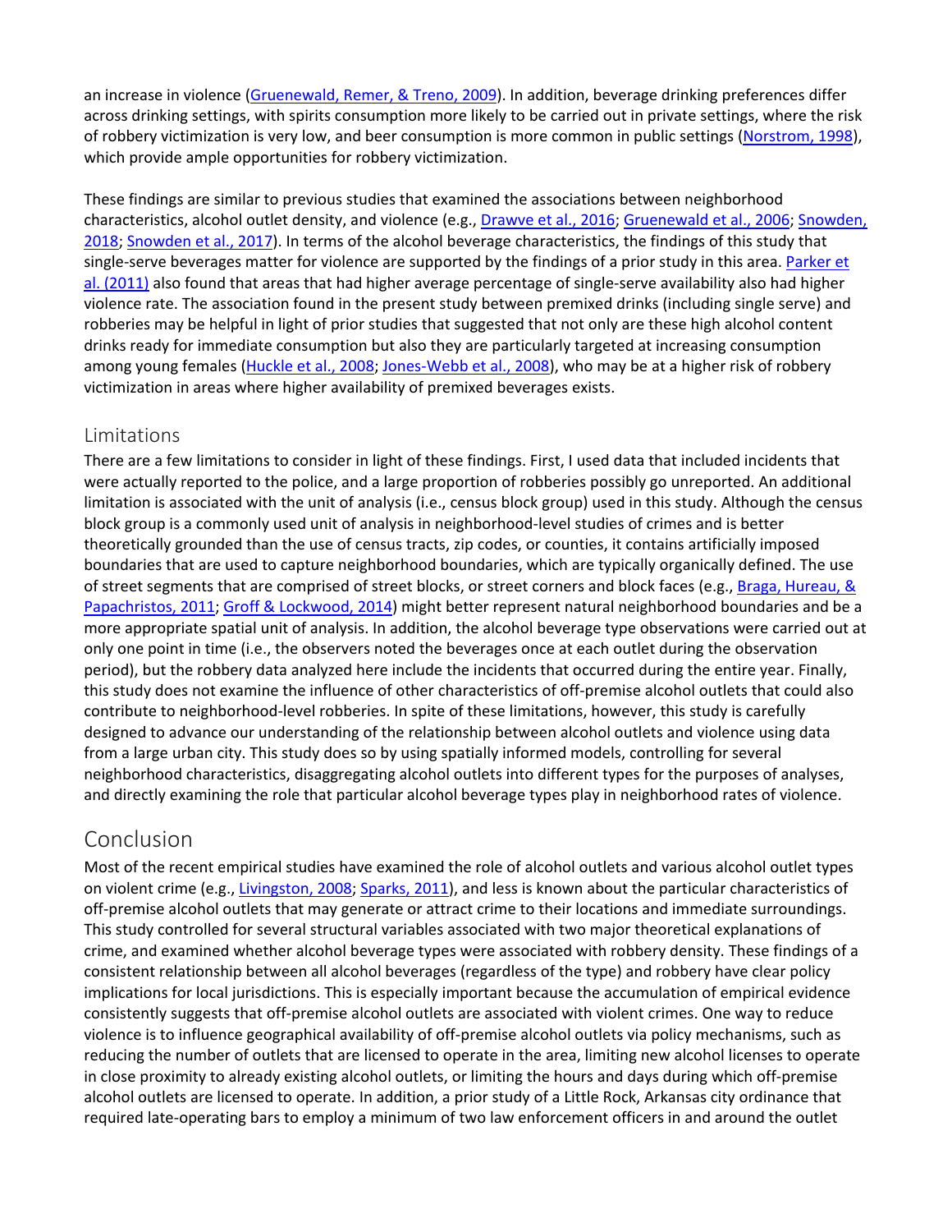an increase in violence (Gruenewald, Remer, & Treno, 2009). In addition, beverage drinking preferences differ across drinking settings, with spirits consumption more likely to be carried out in private settings, where the risk of robbery victimization is very low, and beer consumption is more common in public settings (Norstrom, 1998), which provide ample opportunities for robbery victimization.

These findings are similar to previous studies that examined the associations between neighborhood characteristics, alcohol outlet density, and violence (e.g., Drawve et al., 2016; Gruenewald et al., 2006; Snowden, 2018; Snowden et al., 2017). In terms of the alcohol beverage characteristics, the findings of this study that single-serve beverages matter for violence are supported by the findings of a prior study in this area. Parker et al. (2011) also found that areas that had higher average percentage of single-serve availability also had higher violence rate. The association found in the present study between premixed drinks (including single serve) and robberies may be helpful in light of prior studies that suggested that not only are these high alcohol content drinks ready for immediate consumption but also they are particularly targeted at increasing consumption among young females (Huckle et al., 2008; Jones-Webb et al., 2008), who may be at a higher risk of robbery victimization in areas where higher availability of premixed beverages exists.

## Limitations

There are a few limitations to consider in light of these findings. First, I used data that included incidents that were actually reported to the police, and a large proportion of robberies possibly go unreported. An additional limitation is associated with the unit of analysis (i.e., census block group) used in this study. Although the census block group is a commonly used unit of analysis in neighborhood-level studies of crimes and is better theoretically grounded than the use of census tracts, zip codes, or counties, it contains artificially imposed boundaries that are used to capture neighborhood boundaries, which are typically organically defined. The use of street segments that are comprised of street blocks, or street corners and block faces (e.g., Braga, Hureau, & Papachristos, 2011; Groff & Lockwood, 2014) might better represent natural neighborhood boundaries and be a more appropriate spatial unit of analysis. In addition, the alcohol beverage type observations were carried out at only one point in time (i.e., the observers noted the beverages once at each outlet during the observation period), but the robbery data analyzed here include the incidents that occurred during the entire year. Finally, this study does not examine the influence of other characteristics of off-premise alcohol outlets that could also contribute to neighborhood-level robberies. In spite of these limitations, however, this study is carefully designed to advance our understanding of the relationship between alcohol outlets and violence using data from a large urban city. This study does so by using spatially informed models, controlling for several neighborhood characteristics, disaggregating alcohol outlets into different types for the purposes of analyses, and directly examining the role that particular alcohol beverage types play in neighborhood rates of violence.

## Conclusion

Most of the recent empirical studies have examined the role of alcohol outlets and various alcohol outlet types on violent crime (e.g., Livingston, 2008; Sparks, 2011), and less is known about the particular characteristics of off-premise alcohol outlets that may generate or attract crime to their locations and immediate surroundings. This study controlled for several structural variables associated with two major theoretical explanations of crime, and examined whether alcohol beverage types were associated with robbery density. These findings of a consistent relationship between all alcohol beverages (regardless of the type) and robbery have clear policy implications for local jurisdictions. This is especially important because the accumulation of empirical evidence consistently suggests that off-premise alcohol outlets are associated with violent crimes. One way to reduce violence is to influence geographical availability of off-premise alcohol outlets via policy mechanisms, such as reducing the number of outlets that are licensed to operate in the area, limiting new alcohol licenses to operate in close proximity to already existing alcohol outlets, or limiting the hours and days during which off-premise alcohol outlets are licensed to operate. In addition, a prior study of a Little Rock, Arkansas city ordinance that required late-operating bars to employ a minimum of two law enforcement officers in and around the outlet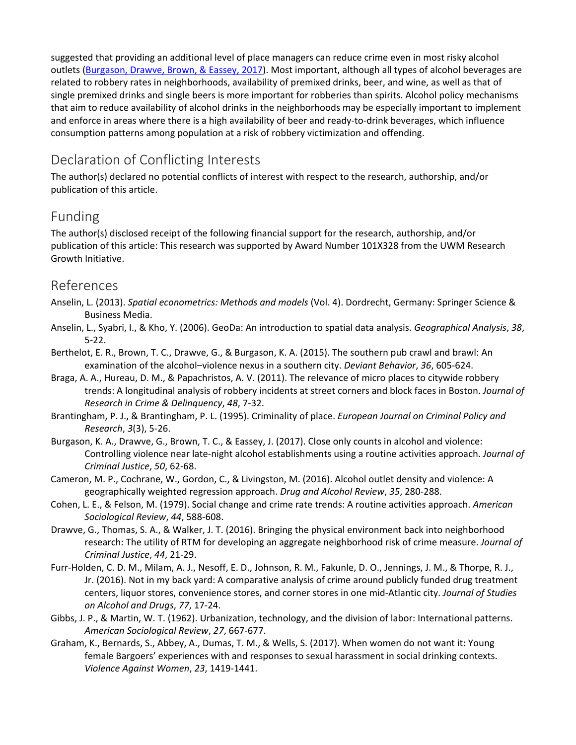suggested that providing an additional level of place managers can reduce crime even in most risky alcohol outlets ([Burgason, Drawve, Brown, & Eassey, 2017](#)). Most important, although all types of alcohol beverages are related to robbery rates in neighborhoods, availability of premixed drinks, beer, and wine, as well as that of single premixed drinks and single beers is more important for robberies than spirits. Alcohol policy mechanisms that aim to reduce availability of alcohol drinks in the neighborhoods may be especially important to implement and enforce in areas where there is a high availability of beer and ready-to-drink beverages, which influence consumption patterns among population at a risk of robbery victimization and offending.

## Declaration of Conflicting Interests

The author(s) declared no potential conflicts of interest with respect to the research, authorship, and/or publication of this article.

## Funding

The author(s) disclosed receipt of the following financial support for the research, authorship, and/or publication of this article: This research was supported by Award Number 101X328 from the UWM Research Growth Initiative.

## References

Anselin, L. (2013). *Spatial econometrics: Methods and models* (Vol. 4). Dordrecht, Germany: Springer Science & Business Media.

Anselin, L., Syabri, I., & Kho, Y. (2006). GeoDa: An introduction to spatial data analysis. *Geographical Analysis*, *38*, 5-22.

Berthelot, E. R., Brown, T. C., Drawve, G., & Burgason, K. A. (2015). The southern pub crawl and brawl: An examination of the alcohol–violence nexus in a southern city. *Deviant Behavior*, *36*, 605-624.

Braga, A. A., Hureau, D. M., & Papachristos, A. V. (2011). The relevance of micro places to citywide robbery trends: A longitudinal analysis of robbery incidents at street corners and block faces in Boston. *Journal of Research in Crime & Delinquency*, *48*, 7-32.

Brantingham, P. J., & Brantingham, P. L. (1995). Criminality of place. *European Journal on Criminal Policy and Research*, *3*(3), 5-26.

Burgason, K. A., Drawve, G., Brown, T. C., & Eassey, J. (2017). Close only counts in alcohol and violence: Controlling violence near late-night alcohol establishments using a routine activities approach. *Journal of Criminal Justice*, *50*, 62-68.

Cameron, M. P., Cochrane, W., Gordon, C., & Livingston, M. (2016). Alcohol outlet density and violence: A geographically weighted regression approach. *Drug and Alcohol Review*, *35*, 280-288.

Cohen, L. E., & Felson, M. (1979). Social change and crime rate trends: A routine activities approach. *American Sociological Review*, *44*, 588-608.

Drawve, G., Thomas, S. A., & Walker, J. T. (2016). Bringing the physical environment back into neighborhood research: The utility of RTM for developing an aggregate neighborhood risk of crime measure. *Journal of Criminal Justice*, *44*, 21-29.

Furr-Holden, C. D. M., Milam, A. J., Nesoff, E. D., Johnson, R. M., Fakunle, D. O., Jennings, J. M., & Thorpe, R. J., Jr. (2016). Not in my back yard: A comparative analysis of crime around publicly funded drug treatment centers, liquor stores, convenience stores, and corner stores in one mid-Atlantic city. *Journal of Studies on Alcohol and Drugs*, *77*, 17-24.

Gibbs, J. P., & Martin, W. T. (1962). Urbanization, technology, and the division of labor: International patterns. *American Sociological Review*, *27*, 667-677.

Graham, K., Bernards, S., Abbey, A., Dumas, T. M., & Wells, S. (2017). When women do not want it: Young female Bargoers' experiences with and responses to sexual harassment in social drinking contexts. *Violence Against Women*, *23*, 1419-1441.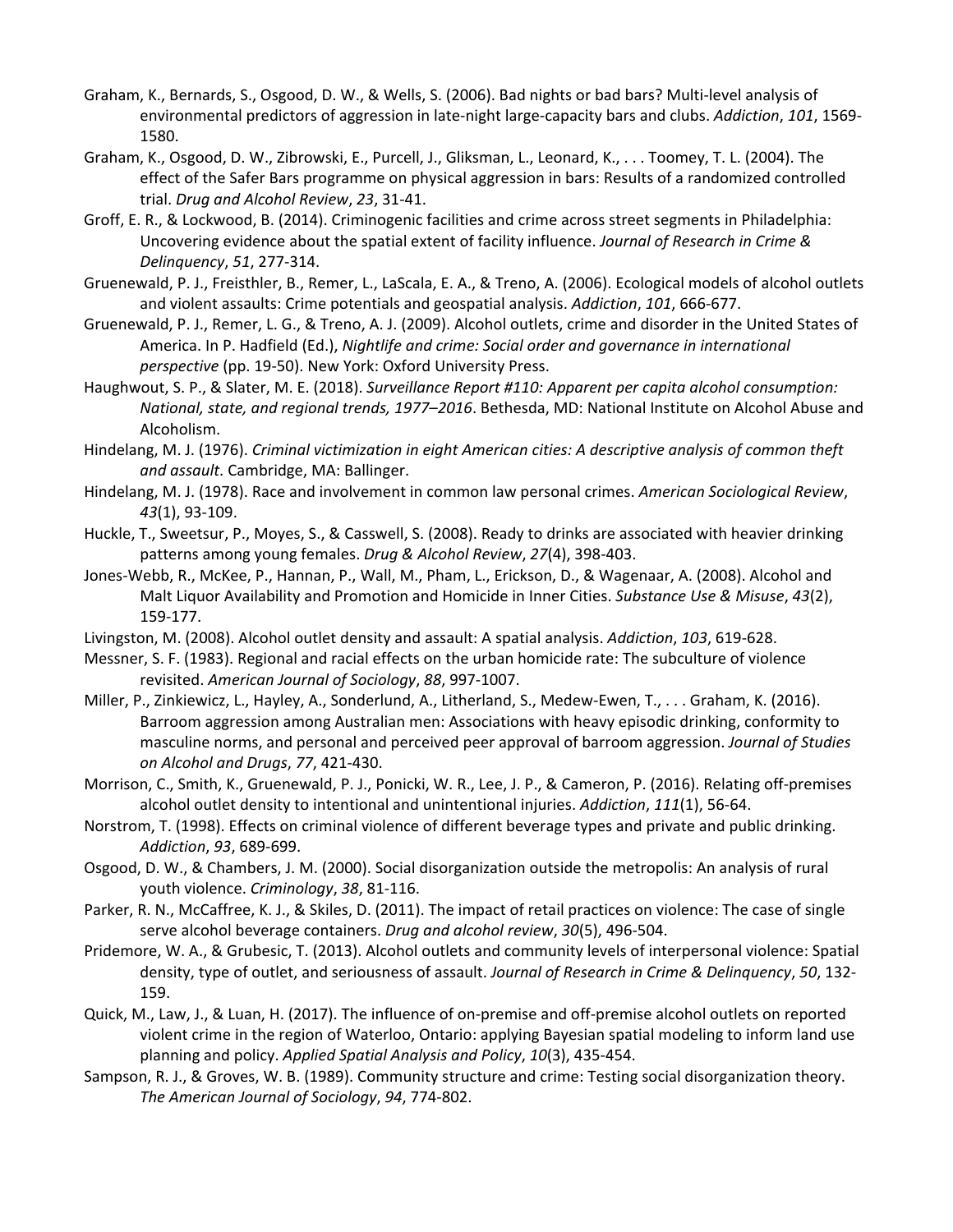Graham, K., Bernards, S., Osgood, D. W., & Wells, S. (2006). Bad nights or bad bars? Multi-level analysis of environmental predictors of aggression in late-night large-capacity bars and clubs. *Addiction*, *101*, 1569-1580.

Graham, K., Osgood, D. W., Zibrowski, E., Purcell, J., Gliksman, L., Leonard, K., . . . Toomey, T. L. (2004). The effect of the Safer Bars programme on physical aggression in bars: Results of a randomized controlled trial. *Drug and Alcohol Review*, *23*, 31-41.

Groff, E. R., & Lockwood, B. (2014). Criminogenic facilities and crime across street segments in Philadelphia: Uncovering evidence about the spatial extent of facility influence. *Journal of Research in Crime & Delinquency*, *51*, 277-314.

Gruenewald, P. J., Freisthler, B., Remer, L., LaScala, E. A., & Treno, A. (2006). Ecological models of alcohol outlets and violent assaults: Crime potentials and geospatial analysis. *Addiction*, *101*, 666-677.

Gruenewald, P. J., Remer, L. G., & Treno, A. J. (2009). Alcohol outlets, crime and disorder in the United States of America. In P. Hadfield (Ed.), *Nightlife and crime: Social order and governance in international perspective* (pp. 19-50). New York: Oxford University Press.

Haughwout, S. P., & Slater, M. E. (2018). *Surveillance Report #110: Apparent per capita alcohol consumption: National, state, and regional trends, 1977–2016*. Bethesda, MD: National Institute on Alcohol Abuse and Alcoholism.

Hindelang, M. J. (1976). *Criminal victimization in eight American cities: A descriptive analysis of common theft and assault*. Cambridge, MA: Ballinger.

Hindelang, M. J. (1978). Race and involvement in common law personal crimes. *American Sociological Review*, *43*(1), 93-109.

Huckle, T., Sweetsur, P., Moyes, S., & Casswell, S. (2008). Ready to drinks are associated with heavier drinking patterns among young females. *Drug & Alcohol Review*, *27*(4), 398-403.

Jones-Webb, R., McKee, P., Hannan, P., Wall, M., Pham, L., Erickson, D., & Wagenaar, A. (2008). Alcohol and Malt Liquor Availability and Promotion and Homicide in Inner Cities. *Substance Use & Misuse*, *43*(2), 159-177.

Livingston, M. (2008). Alcohol outlet density and assault: A spatial analysis. *Addiction*, *103*, 619-628.

Messner, S. F. (1983). Regional and racial effects on the urban homicide rate: The subculture of violence revisited. *American Journal of Sociology*, *88*, 997-1007.

Miller, P., Zinkiewicz, L., Hayley, A., Sonderlund, A., Litherland, S., Medew-Ewen, T., . . . Graham, K. (2016). Barroom aggression among Australian men: Associations with heavy episodic drinking, conformity to masculine norms, and personal and perceived peer approval of barroom aggression. *Journal of Studies on Alcohol and Drugs*, *77*, 421-430.

Morrison, C., Smith, K., Gruenewald, P. J., Ponicki, W. R., Lee, J. P., & Cameron, P. (2016). Relating off-premises alcohol outlet density to intentional and unintentional injuries. *Addiction*, *111*(1), 56-64.

Norstrom, T. (1998). Effects on criminal violence of different beverage types and private and public drinking. *Addiction*, *93*, 689-699.

Osgood, D. W., & Chambers, J. M. (2000). Social disorganization outside the metropolis: An analysis of rural youth violence. *Criminology*, *38*, 81-116.

Parker, R. N., McCaffree, K. J., & Skiles, D. (2011). The impact of retail practices on violence: The case of single serve alcohol beverage containers. *Drug and alcohol review*, *30*(5), 496-504.

Pridemore, W. A., & Grubesic, T. (2013). Alcohol outlets and community levels of interpersonal violence: Spatial density, type of outlet, and seriousness of assault. *Journal of Research in Crime & Delinquency*, *50*, 132-159.

Quick, M., Law, J., & Luan, H. (2017). The influence of on-premise and off-premise alcohol outlets on reported violent crime in the region of Waterloo, Ontario: applying Bayesian spatial modeling to inform land use planning and policy. *Applied Spatial Analysis and Policy*, *10*(3), 435-454.

Sampson, R. J., & Groves, W. B. (1989). Community structure and crime: Testing social disorganization theory. *The American Journal of Sociology*, *94*, 774-802.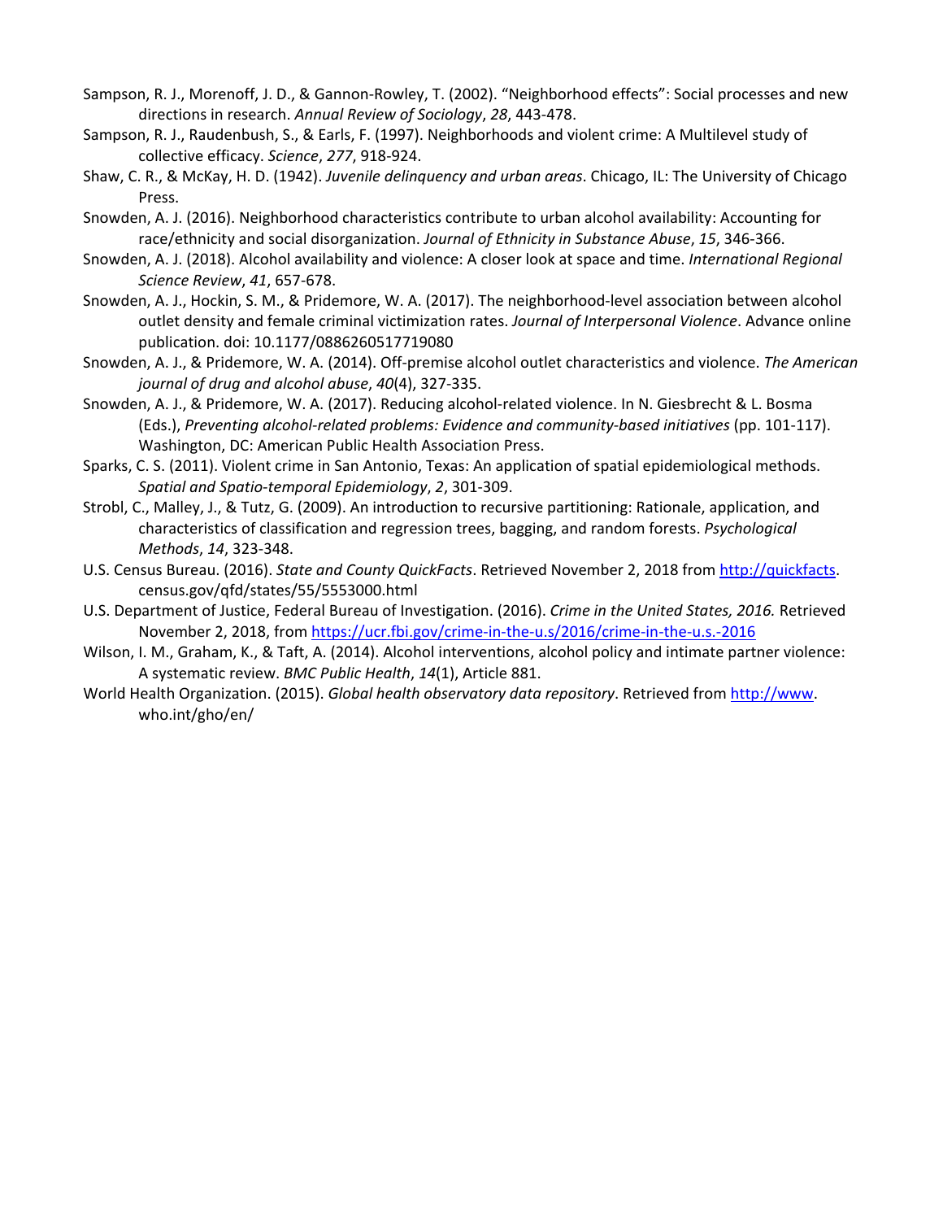Sampson, R. J., Morenoff, J. D., & Gannon-Rowley, T. (2002). "Neighborhood effects": Social processes and new directions in research. *Annual Review of Sociology*, *28*, 443-478.

Sampson, R. J., Raudenbush, S., & Earls, F. (1997). Neighborhoods and violent crime: A Multilevel study of collective efficacy. *Science*, *277*, 918-924.

Shaw, C. R., & McKay, H. D. (1942). *Juvenile delinquency and urban areas*. Chicago, IL: The University of Chicago Press.

Snowden, A. J. (2016). Neighborhood characteristics contribute to urban alcohol availability: Accounting for race/ethnicity and social disorganization. *Journal of Ethnicity in Substance Abuse*, *15*, 346-366.

Snowden, A. J. (2018). Alcohol availability and violence: A closer look at space and time. *International Regional Science Review*, *41*, 657-678.

Snowden, A. J., Hockin, S. M., & Pridemore, W. A. (2017). The neighborhood-level association between alcohol outlet density and female criminal victimization rates. *Journal of Interpersonal Violence*. Advance online publication. doi: 10.1177/0886260517719080

Snowden, A. J., & Pridemore, W. A. (2014). Off-premise alcohol outlet characteristics and violence. *The American journal of drug and alcohol abuse*, *40*(4), 327-335.

Snowden, A. J., & Pridemore, W. A. (2017). Reducing alcohol-related violence. In N. Giesbrecht & L. Bosma (Eds.), *Preventing alcohol-related problems: Evidence and community-based initiatives* (pp. 101-117). Washington, DC: American Public Health Association Press.

Sparks, C. S. (2011). Violent crime in San Antonio, Texas: An application of spatial epidemiological methods. *Spatial and Spatio-temporal Epidemiology*, *2*, 301-309.

Strobl, C., Malley, J., & Tutz, G. (2009). An introduction to recursive partitioning: Rationale, application, and characteristics of classification and regression trees, bagging, and random forests. *Psychological Methods*, *14*, 323-348.

U.S. Census Bureau. (2016). *State and County QuickFacts*. Retrieved November 2, 2018 from http://quickfacts.census.gov/qfd/states/55/5553000.html

U.S. Department of Justice, Federal Bureau of Investigation. (2016). *Crime in the United States, 2016.* Retrieved November 2, 2018, from https://ucr.fbi.gov/crime-in-the-u.s/2016/crime-in-the-u.s.-2016

Wilson, I. M., Graham, K., & Taft, A. (2014). Alcohol interventions, alcohol policy and intimate partner violence: A systematic review. *BMC Public Health*, *14*(1), Article 881.

World Health Organization. (2015). *Global health observatory data repository*. Retrieved from http://www.who.int/gho/en/